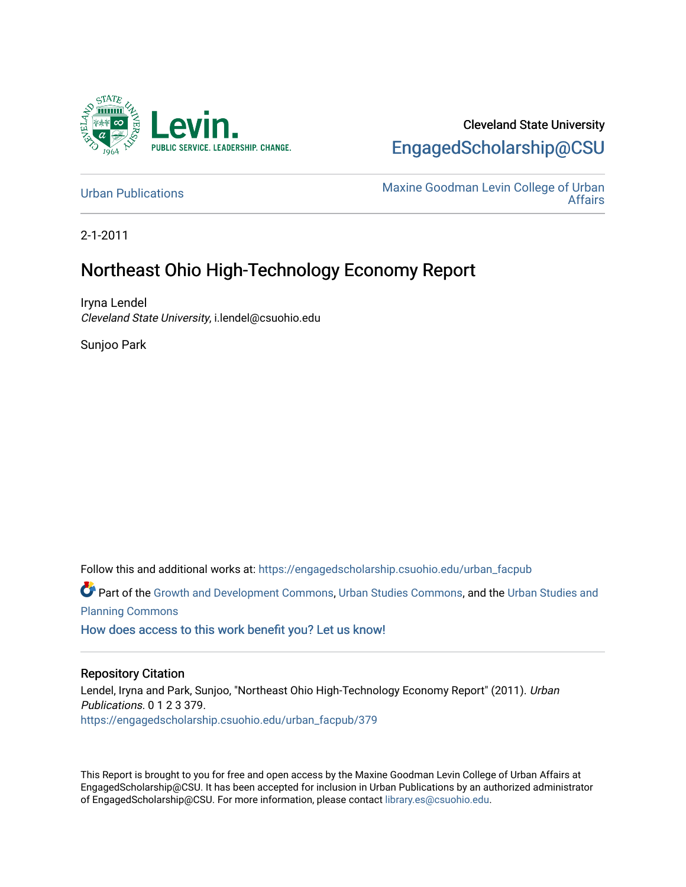Cleveland State University

EngagedScholarship@CSU

Urban Publications

Maxine Goodman Levin College of Urban Affairs

2-1-2011

# Northeast Ohio High-Technology Economy Report

Iryna Lendel
*Cleveland State University*, i.lendel@csuohio.edu

Sunjoo Park

Follow this and additional works at: https://engagedscholarship.csuohio.edu/urban_facpub

Part of the Growth and Development Commons, Urban Studies Commons, and the Urban Studies and Planning Commons

How does access to this work benefit you? Let us know!

## Repository Citation

Lendel, Iryna and Park, Sunjoo, "Northeast Ohio High-Technology Economy Report" (2011). *Urban Publications*. 0 1 2 3 379.
https://engagedscholarship.csuohio.edu/urban_facpub/379

This Report is brought to you for free and open access by the Maxine Goodman Levin College of Urban Affairs at EngagedScholarship@CSU. It has been accepted for inclusion in Urban Publications by an authorized administrator of EngagedScholarship@CSU. For more information, please contact library.es@csuohio.edu.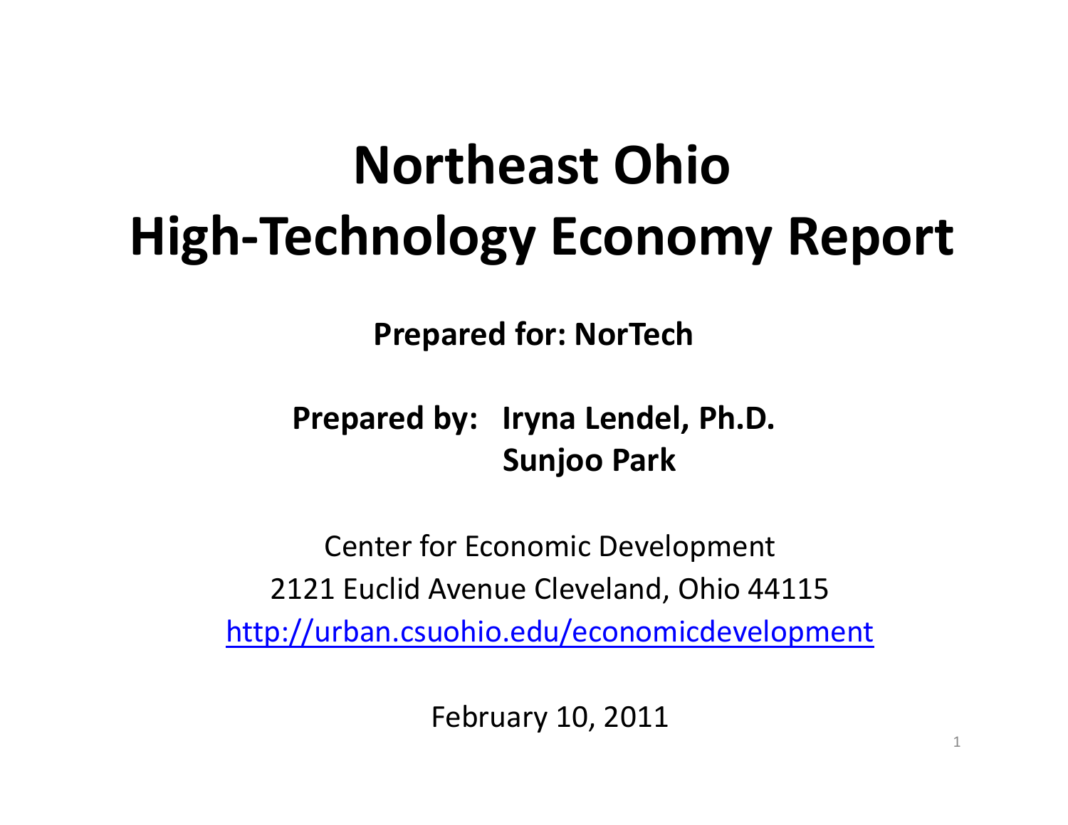# Northeast Ohio High-Technology Economy Report

**Prepared for: NorTech**

**Prepared by: Iryna Lendel, Ph.D.**
**Sunjoo Park**

Center for Economic Development
2121 Euclid Avenue Cleveland, Ohio 44115
http://urban.csuohio.edu/economicdevelopment

February 10, 2011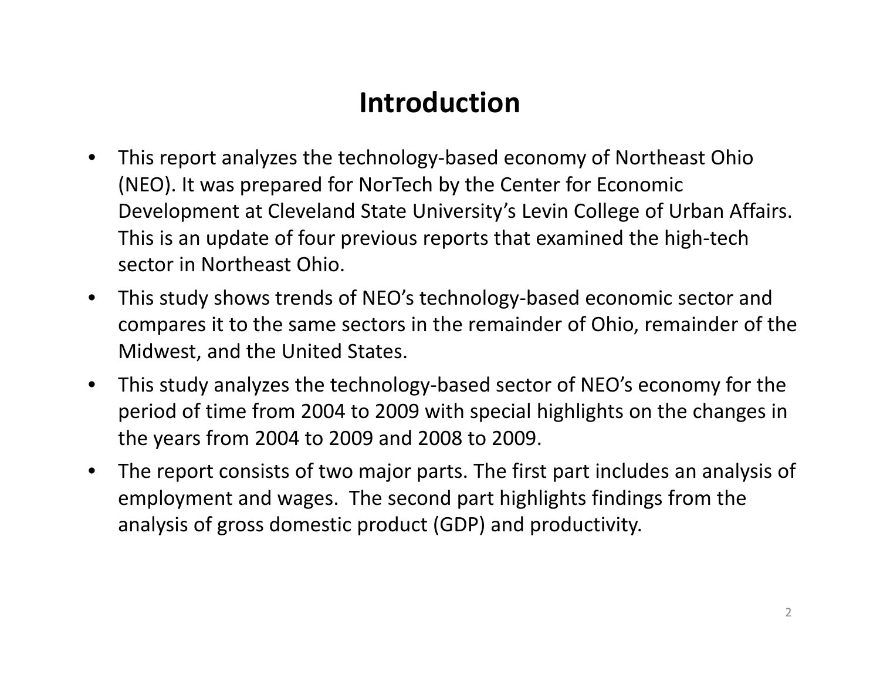# Introduction

- This report analyzes the technology-based economy of Northeast Ohio (NEO). It was prepared for NorTech by the Center for Economic Development at Cleveland State University's Levin College of Urban Affairs. This is an update of four previous reports that examined the high-tech sector in Northeast Ohio.
- This study shows trends of NEO's technology-based economic sector and compares it to the same sectors in the remainder of Ohio, remainder of the Midwest, and the United States.
- This study analyzes the technology-based sector of NEO's economy for the period of time from 2004 to 2009 with special highlights on the changes in the years from 2004 to 2009 and 2008 to 2009.
- The report consists of two major parts. The first part includes an analysis of employment and wages. The second part highlights findings from the analysis of gross domestic product (GDP) and productivity.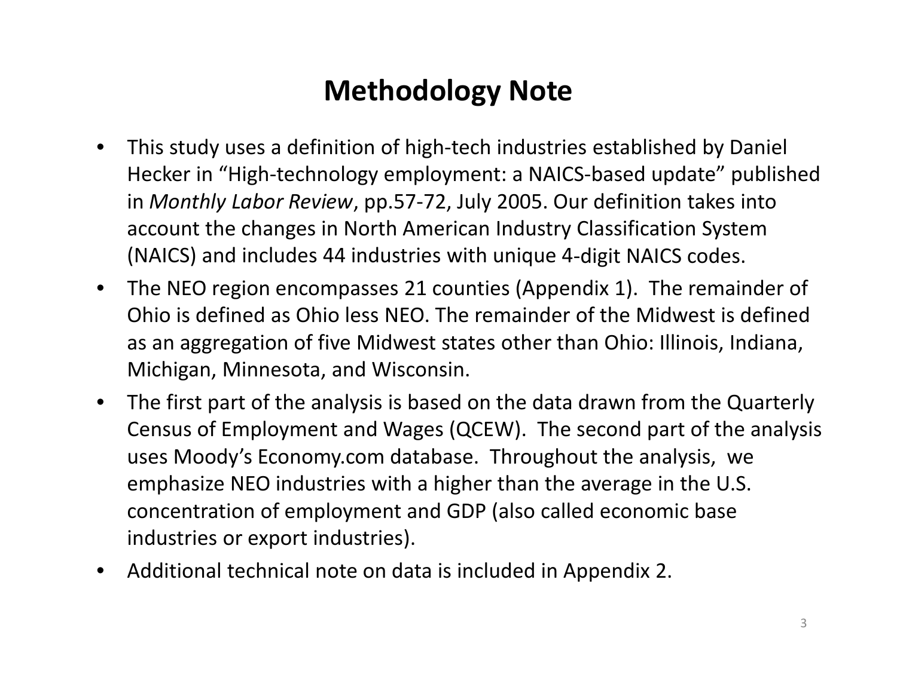# Methodology Note

- This study uses a definition of high-tech industries established by Daniel Hecker in "High-technology employment: a NAICS-based update" published in *Monthly Labor Review*, pp.57-72, July 2005. Our definition takes into account the changes in North American Industry Classification System (NAICS) and includes 44 industries with unique 4-digit NAICS codes.
- The NEO region encompasses 21 counties (Appendix 1). The remainder of Ohio is defined as Ohio less NEO. The remainder of the Midwest is defined as an aggregation of five Midwest states other than Ohio: Illinois, Indiana, Michigan, Minnesota, and Wisconsin.
- The first part of the analysis is based on the data drawn from the Quarterly Census of Employment and Wages (QCEW). The second part of the analysis uses Moody's Economy.com database. Throughout the analysis, we emphasize NEO industries with a higher than the average in the U.S. concentration of employment and GDP (also called economic base industries or export industries).
- Additional technical note on data is included in Appendix 2.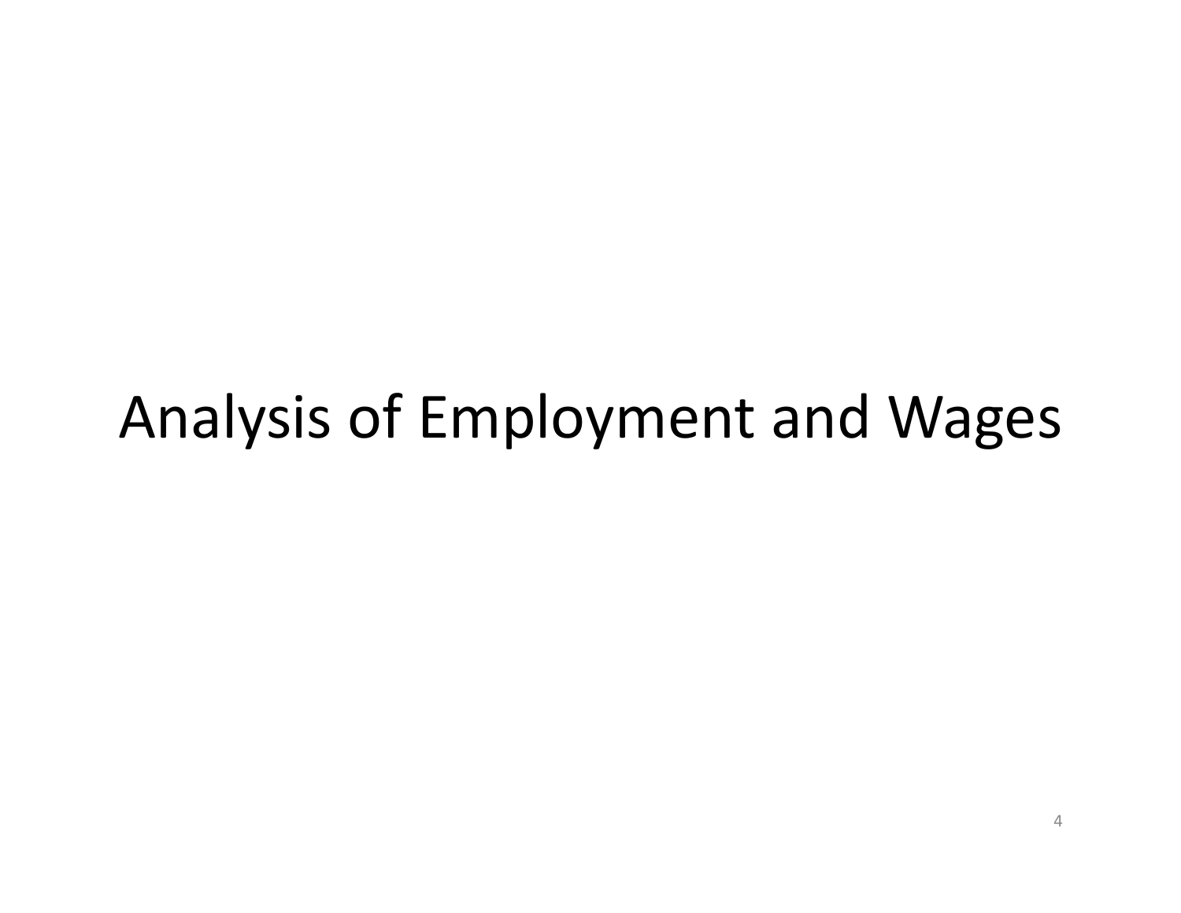# Analysis of Employment and Wages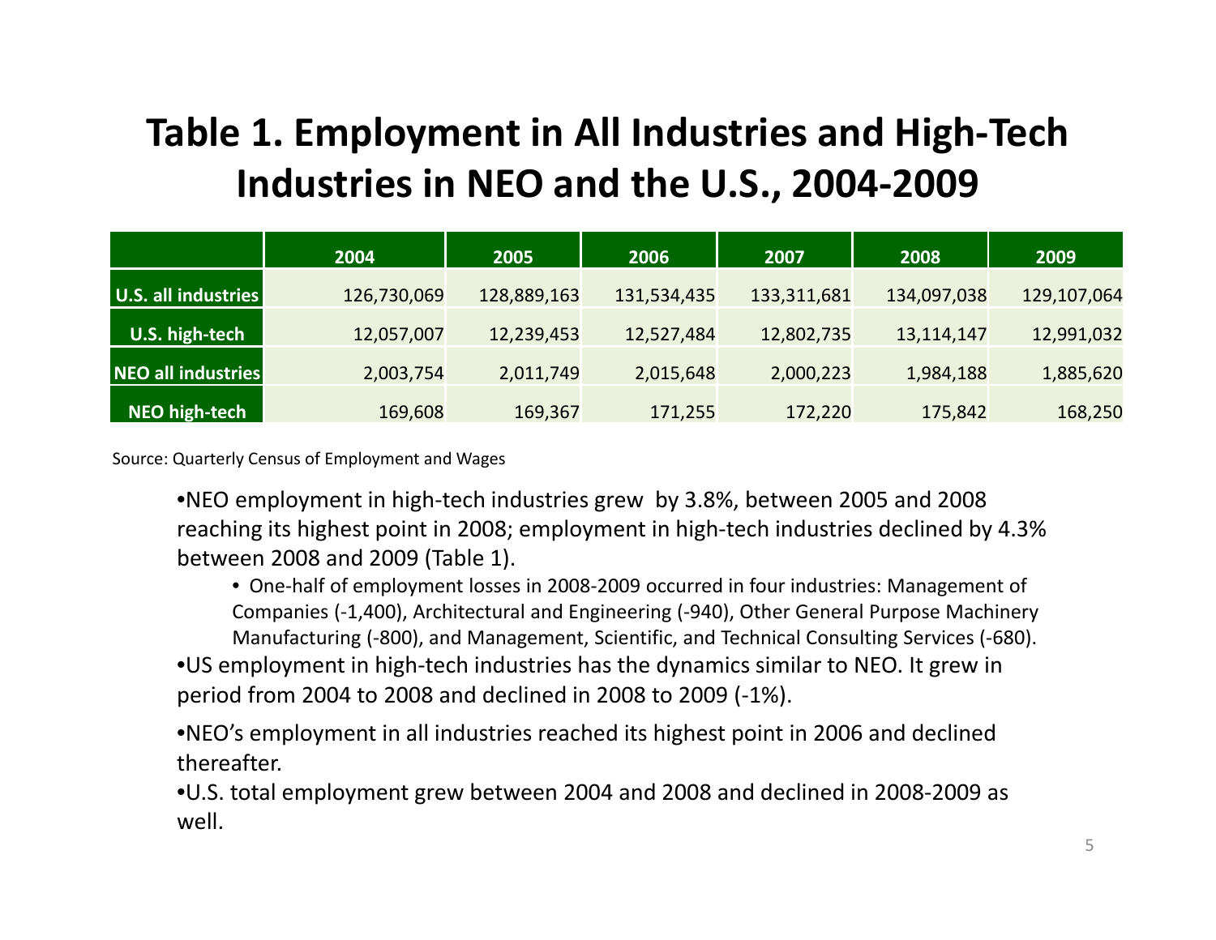# Table 1. Employment in All Industries and High-Tech Industries in NEO and the U.S., 2004-2009

| | 2004 | 2005 | 2006 | 2007 | 2008 | 2009 |
|---|---|---|---|---|---|---|
| **U.S. all industries** | 126,730,069 | 128,889,163 | 131,534,435 | 133,311,681 | 134,097,038 | 129,107,064 |
| **U.S. high-tech** | 12,057,007 | 12,239,453 | 12,527,484 | 12,802,735 | 13,114,147 | 12,991,032 |
| **NEO all industries** | 2,003,754 | 2,011,749 | 2,015,648 | 2,000,223 | 1,984,188 | 1,885,620 |
| **NEO high-tech** | 169,608 | 169,367 | 171,255 | 172,220 | 175,842 | 168,250 |

Source: Quarterly Census of Employment and Wages

- NEO employment in high-tech industries grew by 3.8%, between 2005 and 2008 reaching its highest point in 2008; employment in high-tech industries declined by 4.3% between 2008 and 2009 (Table 1).
  - One-half of employment losses in 2008-2009 occurred in four industries: Management of Companies (-1,400), Architectural and Engineering (-940), Other General Purpose Machinery Manufacturing (-800), and Management, Scientific, and Technical Consulting Services (-680).
- US employment in high-tech industries has the dynamics similar to NEO. It grew in period from 2004 to 2008 and declined in 2008 to 2009 (-1%).
- NEO's employment in all industries reached its highest point in 2006 and declined thereafter.
- U.S. total employment grew between 2004 and 2008 and declined in 2008-2009 as well.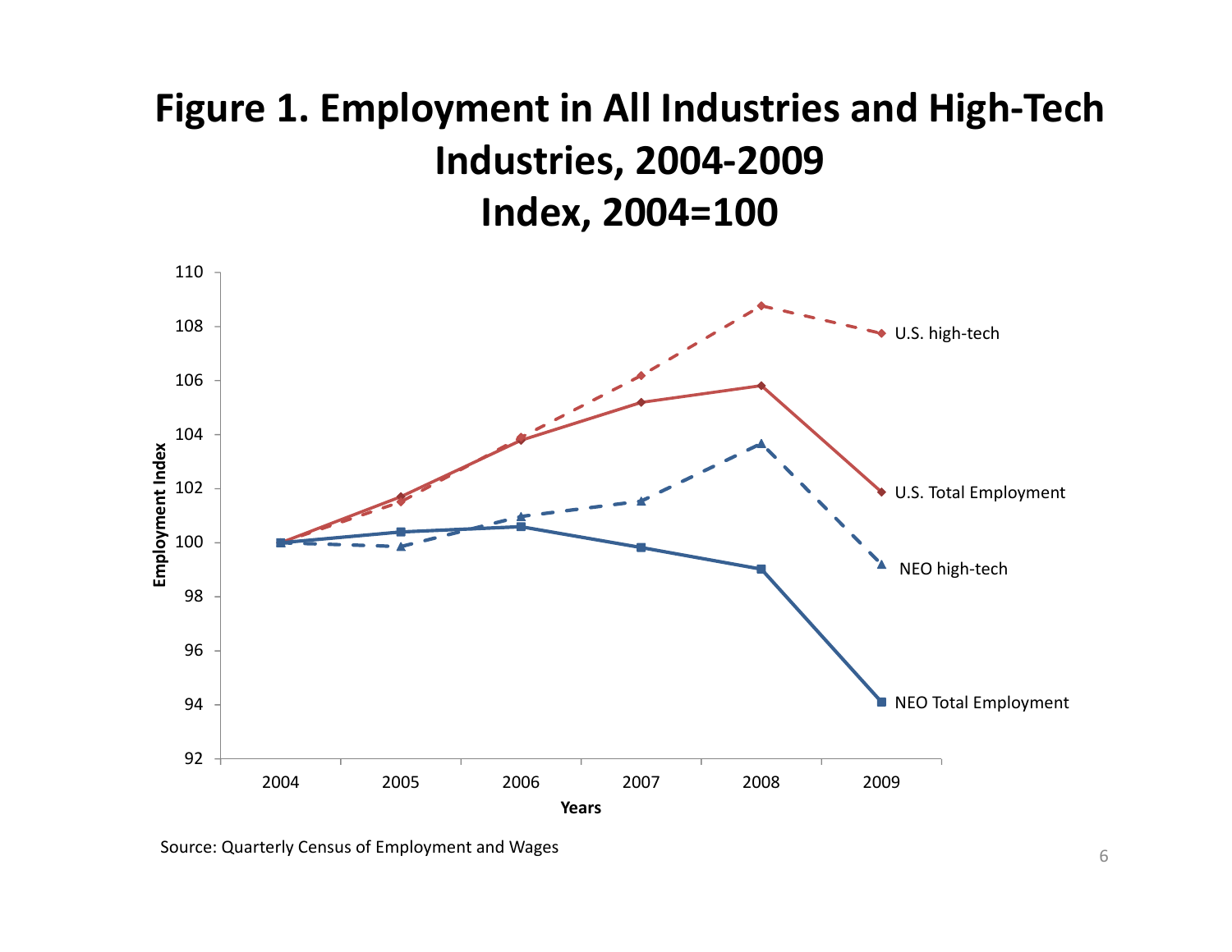# Figure 1. Employment in All Industries and High-Tech Industries, 2004-2009

## Index, 2004=100

Source: Quarterly Census of Employment and Wages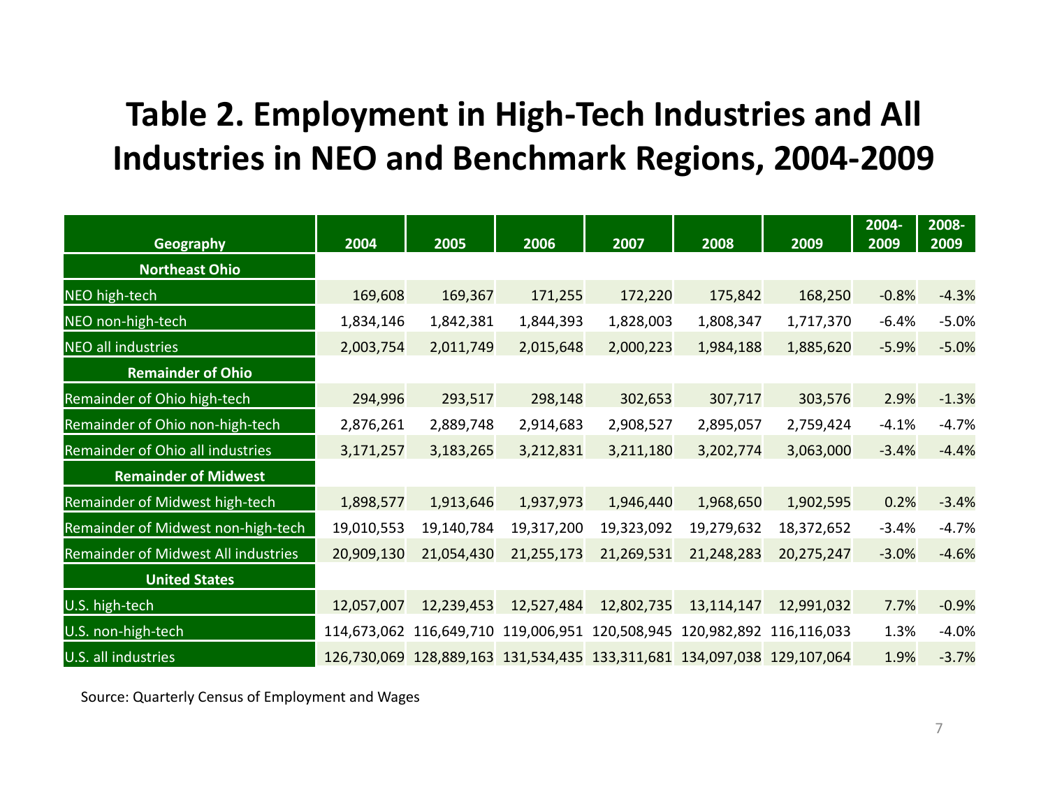# Table 2. Employment in High-Tech Industries and All Industries in NEO and Benchmark Regions, 2004-2009

| Geography | 2004 | 2005 | 2006 | 2007 | 2008 | 2009 | 2004-2009 | 2008-2009 |
|---|---|---|---|---|---|---|---|---|
| **Northeast Ohio** | | | | | | | | |
| NEO high-tech | 169,608 | 169,367 | 171,255 | 172,220 | 175,842 | 168,250 | -0.8% | -4.3% |
| NEO non-high-tech | 1,834,146 | 1,842,381 | 1,844,393 | 1,828,003 | 1,808,347 | 1,717,370 | -6.4% | -5.0% |
| NEO all industries | 2,003,754 | 2,011,749 | 2,015,648 | 2,000,223 | 1,984,188 | 1,885,620 | -5.9% | -5.0% |
| **Remainder of Ohio** | | | | | | | | |
| Remainder of Ohio high-tech | 294,996 | 293,517 | 298,148 | 302,653 | 307,717 | 303,576 | 2.9% | -1.3% |
| Remainder of Ohio non-high-tech | 2,876,261 | 2,889,748 | 2,914,683 | 2,908,527 | 2,895,057 | 2,759,424 | -4.1% | -4.7% |
| Remainder of Ohio all industries | 3,171,257 | 3,183,265 | 3,212,831 | 3,211,180 | 3,202,774 | 3,063,000 | -3.4% | -4.4% |
| **Remainder of Midwest** | | | | | | | | |
| Remainder of Midwest high-tech | 1,898,577 | 1,913,646 | 1,937,973 | 1,946,440 | 1,968,650 | 1,902,595 | 0.2% | -3.4% |
| Remainder of Midwest non-high-tech | 19,010,553 | 19,140,784 | 19,317,200 | 19,323,092 | 19,279,632 | 18,372,652 | -3.4% | -4.7% |
| Remainder of Midwest All industries | 20,909,130 | 21,054,430 | 21,255,173 | 21,269,531 | 21,248,283 | 20,275,247 | -3.0% | -4.6% |
| **United States** | | | | | | | | |
| U.S. high-tech | 12,057,007 | 12,239,453 | 12,527,484 | 12,802,735 | 13,114,147 | 12,991,032 | 7.7% | -0.9% |
| U.S. non-high-tech | 114,673,062 | 116,649,710 | 119,006,951 | 120,508,945 | 120,982,892 | 116,116,033 | 1.3% | -4.0% |
| U.S. all industries | 126,730,069 | 128,889,163 | 131,534,435 | 133,311,681 | 134,097,038 | 129,107,064 | 1.9% | -3.7% |

Source: Quarterly Census of Employment and Wages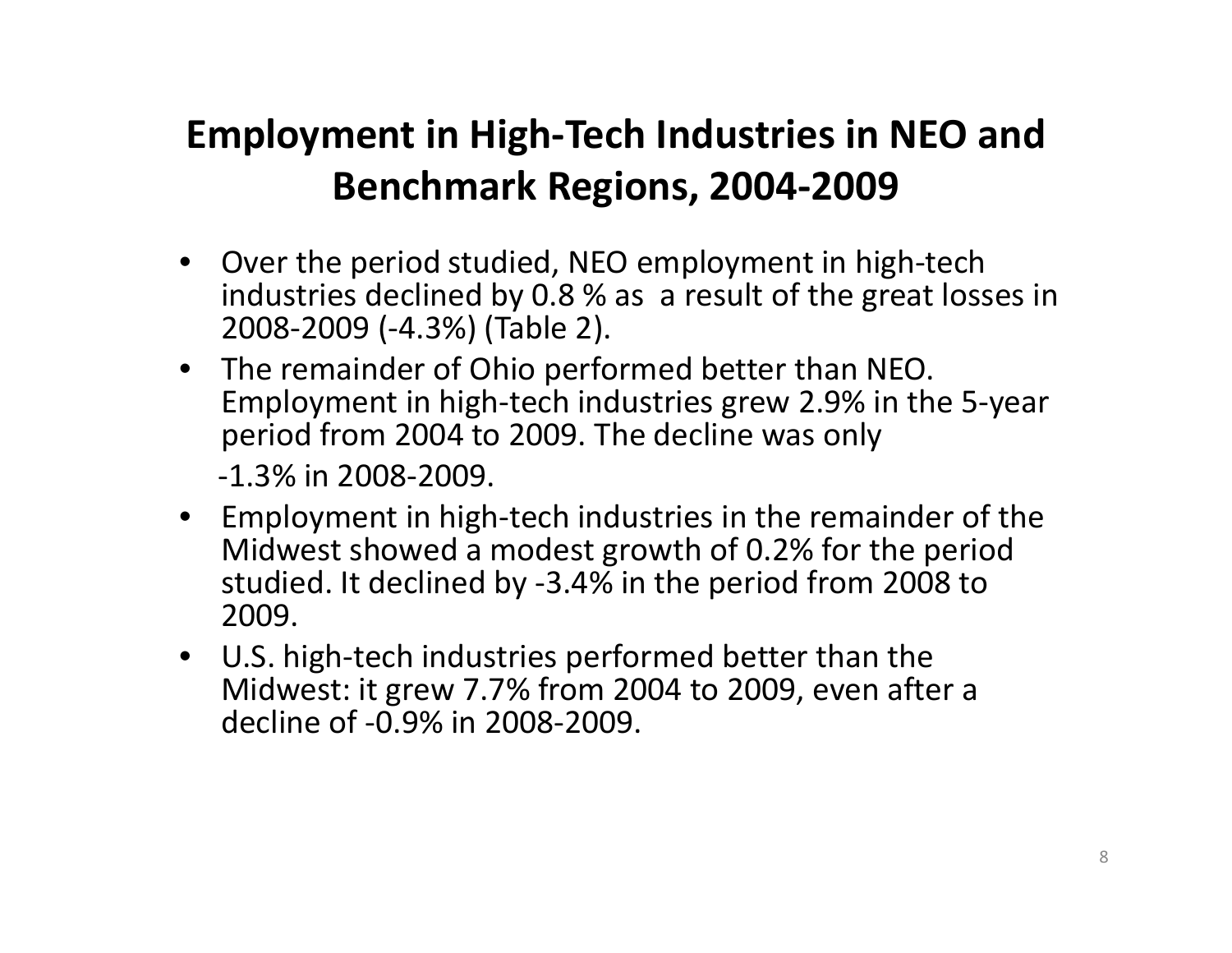# Employment in High-Tech Industries in NEO and Benchmark Regions, 2004-2009

- Over the period studied, NEO employment in high-tech industries declined by 0.8 % as a result of the great losses in 2008-2009 (-4.3%) (Table 2).
- The remainder of Ohio performed better than NEO. Employment in high-tech industries grew 2.9% in the 5-year period from 2004 to 2009. The decline was only -1.3% in 2008-2009.
- Employment in high-tech industries in the remainder of the Midwest showed a modest growth of 0.2% for the period studied. It declined by -3.4% in the period from 2008 to 2009.
- U.S. high-tech industries performed better than the Midwest: it grew 7.7% from 2004 to 2009, even after a decline of -0.9% in 2008-2009.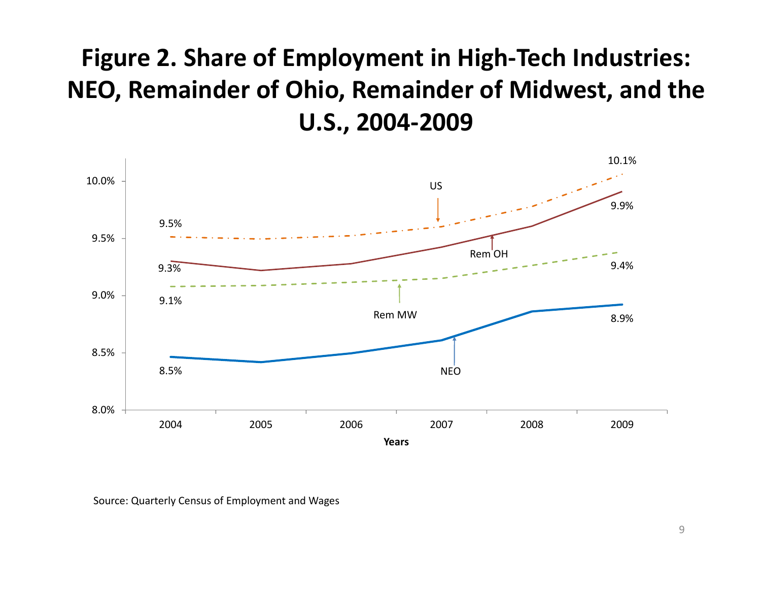# Figure 2. Share of Employment in High-Tech Industries: NEO, Remainder of Ohio, Remainder of Midwest, and the U.S., 2004-2009

| Series | 2004 | 2009 |
| --- | --- | --- |
| US | 9.5% | 10.1% |
| Rem OH | 9.3% | 9.9% |
| Rem MW | 9.1% | 9.4% |
| NEO | 8.5% | 8.9% |

Source: Quarterly Census of Employment and Wages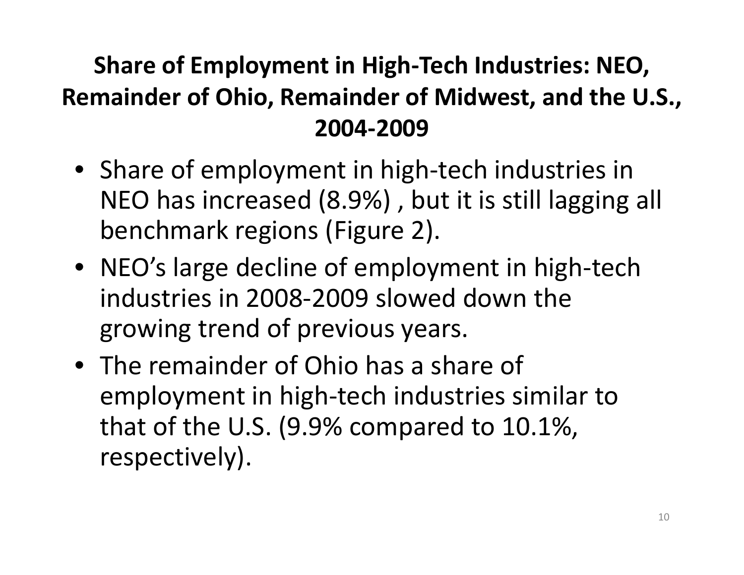## Share of Employment in High-Tech Industries: NEO, Remainder of Ohio, Remainder of Midwest, and the U.S., 2004-2009

- Share of employment in high-tech industries in NEO has increased (8.9%) , but it is still lagging all benchmark regions (Figure 2).
- NEO's large decline of employment in high-tech industries in 2008-2009 slowed down the growing trend of previous years.
- The remainder of Ohio has a share of employment in high-tech industries similar to that of the U.S. (9.9% compared to 10.1%, respectively).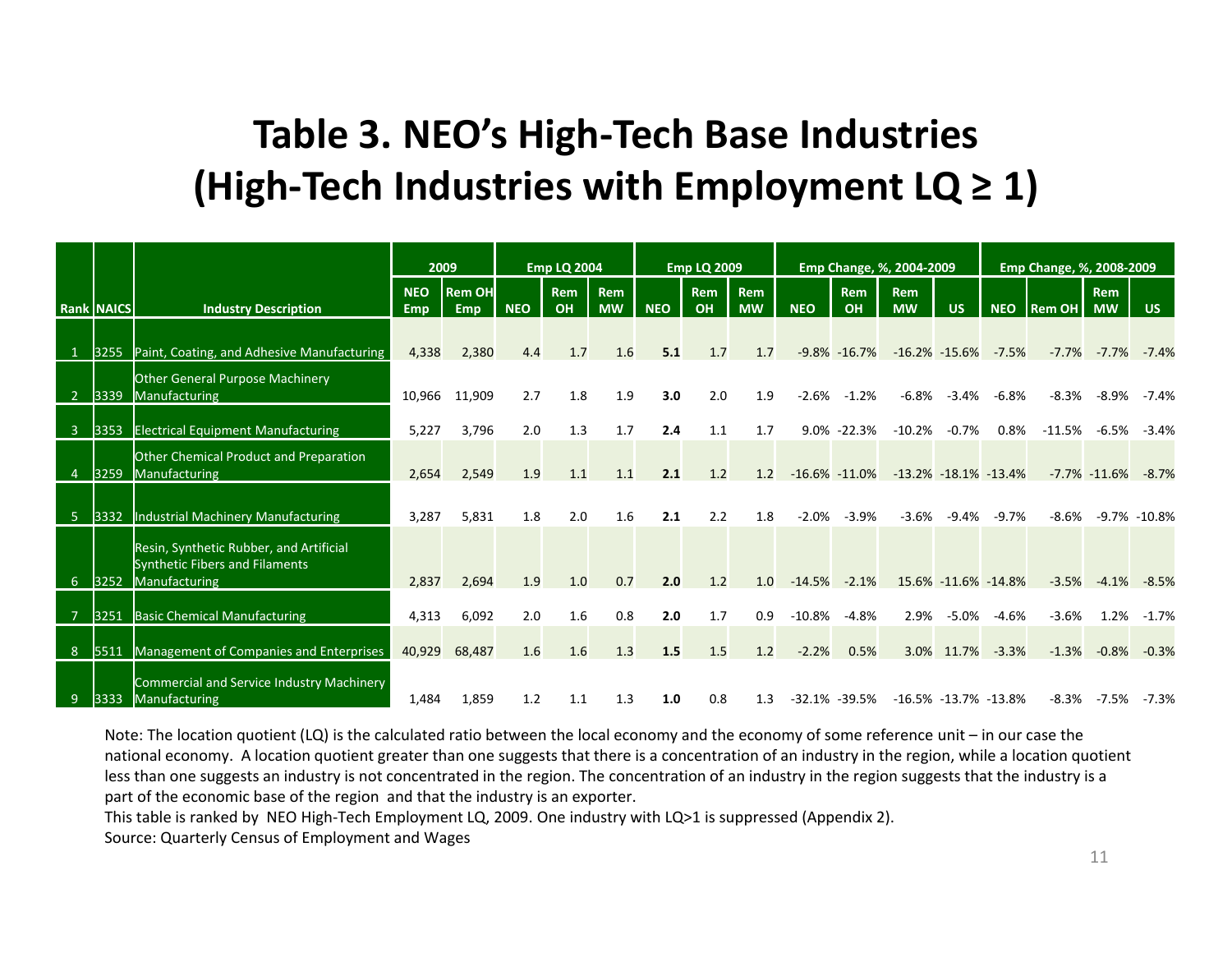# Table 3. NEO's High-Tech Base Industries (High-Tech Industries with Employment LQ ≥ 1)

| Rank | NAICS | Industry Description | 2009 | | Emp LQ 2004 | | | Emp LQ 2009 | | | Emp Change, %, 2004-2009 | | | | Emp Change, %, 2008-2009 | | | |
|---|---|---|---|---|---|---|---|---|---|---|---|---|---|---|---|---|---|---|
| | | | NEO Emp | Rem OH Emp | NEO | Rem OH | Rem MW | NEO | Rem OH | Rem MW | NEO | Rem OH | Rem MW | US | NEO | Rem OH | Rem MW | US |
| 1 | 3255 | Paint, Coating, and Adhesive Manufacturing | 4,338 | 2,380 | 4.4 | 1.7 | 1.6 | **5.1** | 1.7 | 1.7 | -9.8% | -16.7% | -16.2% | -15.6% | -7.5% | -7.7% | -7.7% | -7.4% |
| 2 | 3339 | Other General Purpose Machinery Manufacturing | 10,966 | 11,909 | 2.7 | 1.8 | 1.9 | **3.0** | 2.0 | 1.9 | -2.6% | -1.2% | -6.8% | -3.4% | -6.8% | -8.3% | -8.9% | -7.4% |
| 3 | 3353 | Electrical Equipment Manufacturing | 5,227 | 3,796 | 2.0 | 1.3 | 1.7 | **2.4** | 1.1 | 1.7 | 9.0% | -22.3% | -10.2% | -0.7% | 0.8% | -11.5% | -6.5% | -3.4% |
| 4 | 3259 | Other Chemical Product and Preparation Manufacturing | 2,654 | 2,549 | 1.9 | 1.1 | 1.1 | **2.1** | 1.2 | 1.2 | -16.6% | -11.0% | -13.2% | -18.1% | -13.4% | -7.7% | -11.6% | -8.7% |
| 5 | 3332 | Industrial Machinery Manufacturing | 3,287 | 5,831 | 1.8 | 2.0 | 1.6 | **2.1** | 2.2 | 1.8 | -2.0% | -3.9% | -3.6% | -9.4% | -9.7% | -8.6% | -9.7% | -10.8% |
| 6 | 3252 | Resin, Synthetic Rubber, and Artificial Synthetic Fibers and Filaments Manufacturing | 2,837 | 2,694 | 1.9 | 1.0 | 0.7 | **2.0** | 1.2 | 1.0 | -14.5% | -2.1% | 15.6% | -11.6% | -14.8% | -3.5% | -4.1% | -8.5% |
| 7 | 3251 | Basic Chemical Manufacturing | 4,313 | 6,092 | 2.0 | 1.6 | 0.8 | **2.0** | 1.7 | 0.9 | -10.8% | -4.8% | 2.9% | -5.0% | -4.6% | -3.6% | 1.2% | -1.7% |
| 8 | 5511 | Management of Companies and Enterprises | 40,929 | 68,487 | 1.6 | 1.6 | 1.3 | **1.5** | 1.5 | 1.2 | -2.2% | 0.5% | 3.0% | 11.7% | -3.3% | -1.3% | -0.8% | -0.3% |
| 9 | 3333 | Commercial and Service Industry Machinery Manufacturing | 1,484 | 1,859 | 1.2 | 1.1 | 1.3 | **1.0** | 0.8 | 1.3 | -32.1% | -39.5% | -16.5% | -13.7% | -13.8% | -8.3% | -7.5% | -7.3% |

Note: The location quotient (LQ) is the calculated ratio between the local economy and the economy of some reference unit – in our case the national economy. A location quotient greater than one suggests that there is a concentration of an industry in the region, while a location quotient less than one suggests an industry is not concentrated in the region. The concentration of an industry in the region suggests that the industry is a part of the economic base of the region and that the industry is an exporter.

This table is ranked by NEO High-Tech Employment LQ, 2009. One industry with LQ>1 is suppressed (Appendix 2).

Source: Quarterly Census of Employment and Wages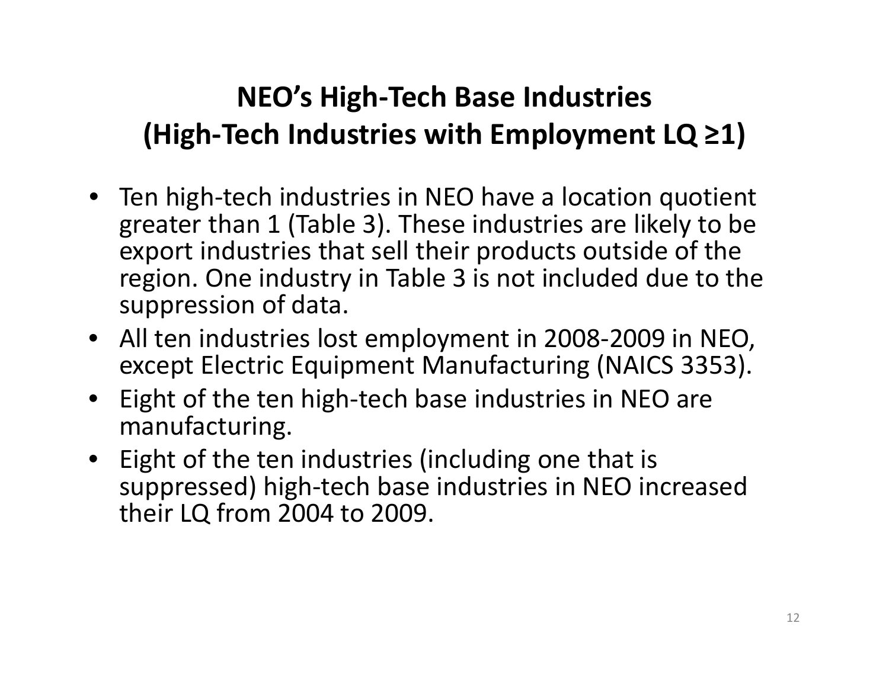# NEO's High-Tech Base Industries (High-Tech Industries with Employment LQ ≥1)

- Ten high-tech industries in NEO have a location quotient greater than 1 (Table 3). These industries are likely to be export industries that sell their products outside of the region. One industry in Table 3 is not included due to the suppression of data.
- All ten industries lost employment in 2008-2009 in NEO, except Electric Equipment Manufacturing (NAICS 3353).
- Eight of the ten high-tech base industries in NEO are manufacturing.
- Eight of the ten industries (including one that is suppressed) high-tech base industries in NEO increased their LQ from 2004 to 2009.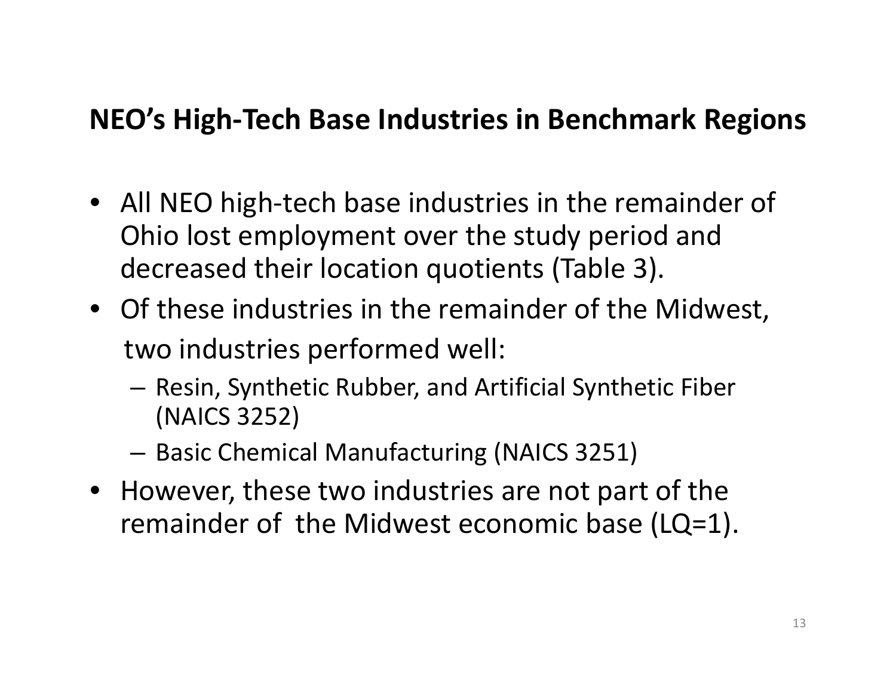## NEO's High-Tech Base Industries in Benchmark Regions

- All NEO high-tech base industries in the remainder of Ohio lost employment over the study period and decreased their location quotients (Table 3).
- Of these industries in the remainder of the Midwest, two industries performed well:
  - Resin, Synthetic Rubber, and Artificial Synthetic Fiber (NAICS 3252)
  - Basic Chemical Manufacturing (NAICS 3251)
- However, these two industries are not part of the remainder of the Midwest economic base (LQ=1).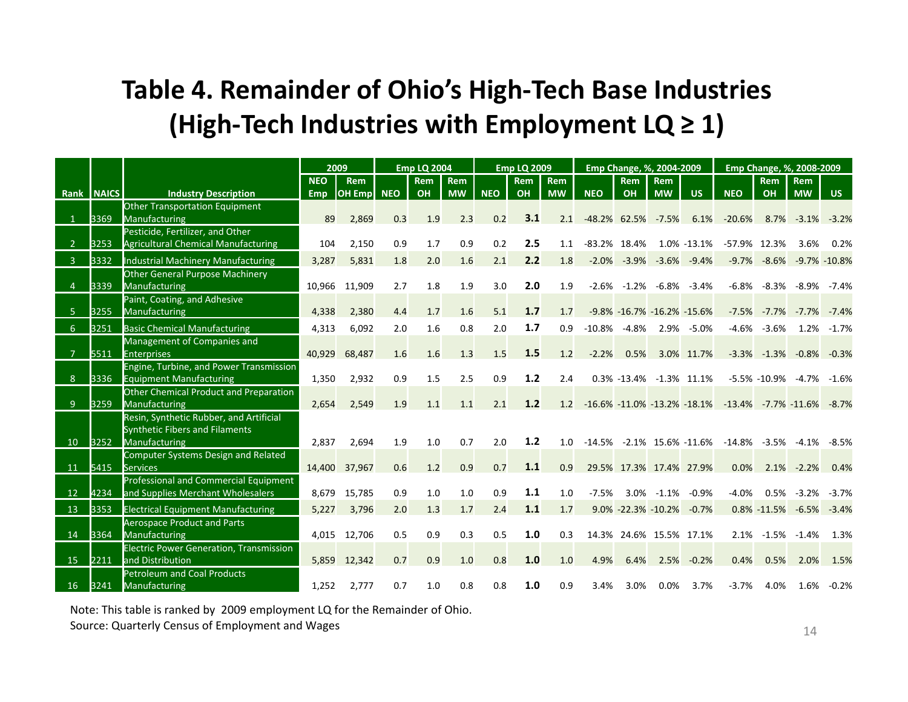# Table 4. Remainder of Ohio's High-Tech Base Industries (High-Tech Industries with Employment LQ ≥ 1)

| Rank | NAICS | Industry Description | 2009 | | Emp LQ 2004 | | | Emp LQ 2009 | | | Emp Change, %, 2004-2009 | | | | Emp Change, %, 2008-2009 | | | |
|---|---|---|---|---|---|---|---|---|---|---|---|---|---|---|---|---|---|---|
| | | | NEO Emp | Rem OH Emp | NEO | Rem OH | Rem MW | NEO | Rem OH | Rem MW | NEO | Rem OH | Rem MW | US | NEO | Rem OH | Rem MW | US |
| 1 | 3369 | Other Transportation Equipment Manufacturing | 89 | 2,869 | 0.3 | 1.9 | 2.3 | 0.2 | **3.1** | 2.1 | -48.2% | 62.5% | -7.5% | 6.1% | -20.6% | 8.7% | -3.1% | -3.2% |
| 2 | 3253 | Pesticide, Fertilizer, and Other Agricultural Chemical Manufacturing | 104 | 2,150 | 0.9 | 1.7 | 0.9 | 0.2 | **2.5** | 1.1 | -83.2% | 18.4% | 1.0% | -13.1% | -57.9% | 12.3% | 3.6% | 0.2% |
| 3 | 3332 | Industrial Machinery Manufacturing | 3,287 | 5,831 | 1.8 | 2.0 | 1.6 | 2.1 | **2.2** | 1.8 | -2.0% | -3.9% | -3.6% | -9.4% | -9.7% | -8.6% | -9.7% | -10.8% |
| 4 | 3339 | Other General Purpose Machinery Manufacturing | 10,966 | 11,909 | 2.7 | 1.8 | 1.9 | 3.0 | **2.0** | 1.9 | -2.6% | -1.2% | -6.8% | -3.4% | -6.8% | -8.3% | -8.9% | -7.4% |
| 5 | 3255 | Paint, Coating, and Adhesive Manufacturing | 4,338 | 2,380 | 4.4 | 1.7 | 1.6 | 5.1 | **1.7** | 1.7 | -9.8% | -16.7% | -16.2% | -15.6% | -7.5% | -7.7% | -7.7% | -7.4% |
| 6 | 3251 | Basic Chemical Manufacturing | 4,313 | 6,092 | 2.0 | 1.6 | 0.8 | 2.0 | **1.7** | 0.9 | -10.8% | -4.8% | 2.9% | -5.0% | -4.6% | -3.6% | 1.2% | -1.7% |
| 7 | 5511 | Management of Companies and Enterprises | 40,929 | 68,487 | 1.6 | 1.6 | 1.3 | 1.5 | **1.5** | 1.2 | -2.2% | 0.5% | 3.0% | 11.7% | -3.3% | -1.3% | -0.8% | -0.3% |
| 8 | 3336 | Engine, Turbine, and Power Transmission Equipment Manufacturing | 1,350 | 2,932 | 0.9 | 1.5 | 2.5 | 0.9 | **1.2** | 2.4 | 0.3% | -13.4% | -1.3% | 11.1% | -5.5% | -10.9% | -4.7% | -1.6% |
| 9 | 3259 | Other Chemical Product and Preparation Manufacturing | 2,654 | 2,549 | 1.9 | 1.1 | 1.1 | 2.1 | **1.2** | 1.2 | -16.6% | -11.0% | -13.2% | -18.1% | -13.4% | -7.7% | -11.6% | -8.7% |
| 10 | 3252 | Resin, Synthetic Rubber, and Artificial Synthetic Fibers and Filaments Manufacturing | 2,837 | 2,694 | 1.9 | 1.0 | 0.7 | 2.0 | **1.2** | 1.0 | -14.5% | -2.1% | 15.6% | -11.6% | -14.8% | -3.5% | -4.1% | -8.5% |
| 11 | 5415 | Computer Systems Design and Related Services | 14,400 | 37,967 | 0.6 | 1.2 | 0.9 | 0.7 | **1.1** | 0.9 | 29.5% | 17.3% | 17.4% | 27.9% | 0.0% | 2.1% | -2.2% | 0.4% |
| 12 | 4234 | Professional and Commercial Equipment and Supplies Merchant Wholesalers | 8,679 | 15,785 | 0.9 | 1.0 | 1.0 | 0.9 | **1.1** | 1.0 | -7.5% | 3.0% | -1.1% | -0.9% | -4.0% | 0.5% | -3.2% | -3.7% |
| 13 | 3353 | Electrical Equipment Manufacturing | 5,227 | 3,796 | 2.0 | 1.3 | 1.7 | 2.4 | **1.1** | 1.7 | 9.0% | -22.3% | -10.2% | -0.7% | 0.8% | -11.5% | -6.5% | -3.4% |
| 14 | 3364 | Aerospace Product and Parts Manufacturing | 4,015 | 12,706 | 0.5 | 0.9 | 0.3 | 0.5 | **1.0** | 0.3 | 14.3% | 24.6% | 15.5% | 17.1% | 2.1% | -1.5% | -1.4% | 1.3% |
| 15 | 2211 | Electric Power Generation, Transmission and Distribution | 5,859 | 12,342 | 0.7 | 0.9 | 1.0 | 0.8 | **1.0** | 1.0 | 4.9% | 6.4% | 2.5% | -0.2% | 0.4% | 0.5% | 2.0% | 1.5% |
| 16 | 3241 | Petroleum and Coal Products Manufacturing | 1,252 | 2,777 | 0.7 | 1.0 | 0.8 | 0.8 | **1.0** | 0.9 | 3.4% | 3.0% | 0.0% | 3.7% | -3.7% | 4.0% | 1.6% | -0.2% |

Note: This table is ranked by 2009 employment LQ for the Remainder of Ohio.

Source: Quarterly Census of Employment and Wages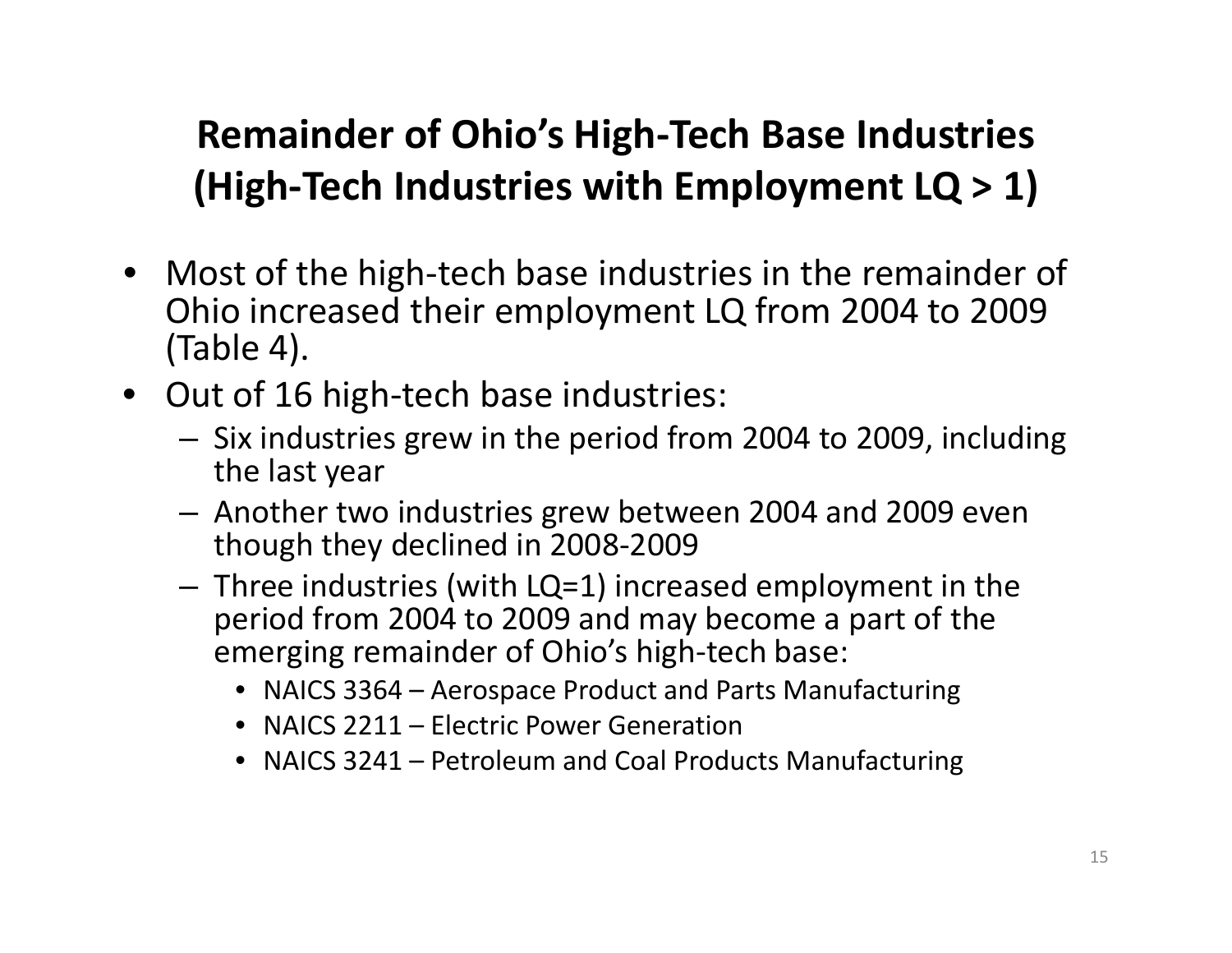# Remainder of Ohio's High-Tech Base Industries (High-Tech Industries with Employment LQ > 1)

- Most of the high-tech base industries in the remainder of Ohio increased their employment LQ from 2004 to 2009 (Table 4).
- Out of 16 high-tech base industries:
  - Six industries grew in the period from 2004 to 2009, including the last year
  - Another two industries grew between 2004 and 2009 even though they declined in 2008-2009
  - Three industries (with LQ=1) increased employment in the period from 2004 to 2009 and may become a part of the emerging remainder of Ohio's high-tech base:
    - NAICS 3364 – Aerospace Product and Parts Manufacturing
    - NAICS 2211 – Electric Power Generation
    - NAICS 3241 – Petroleum and Coal Products Manufacturing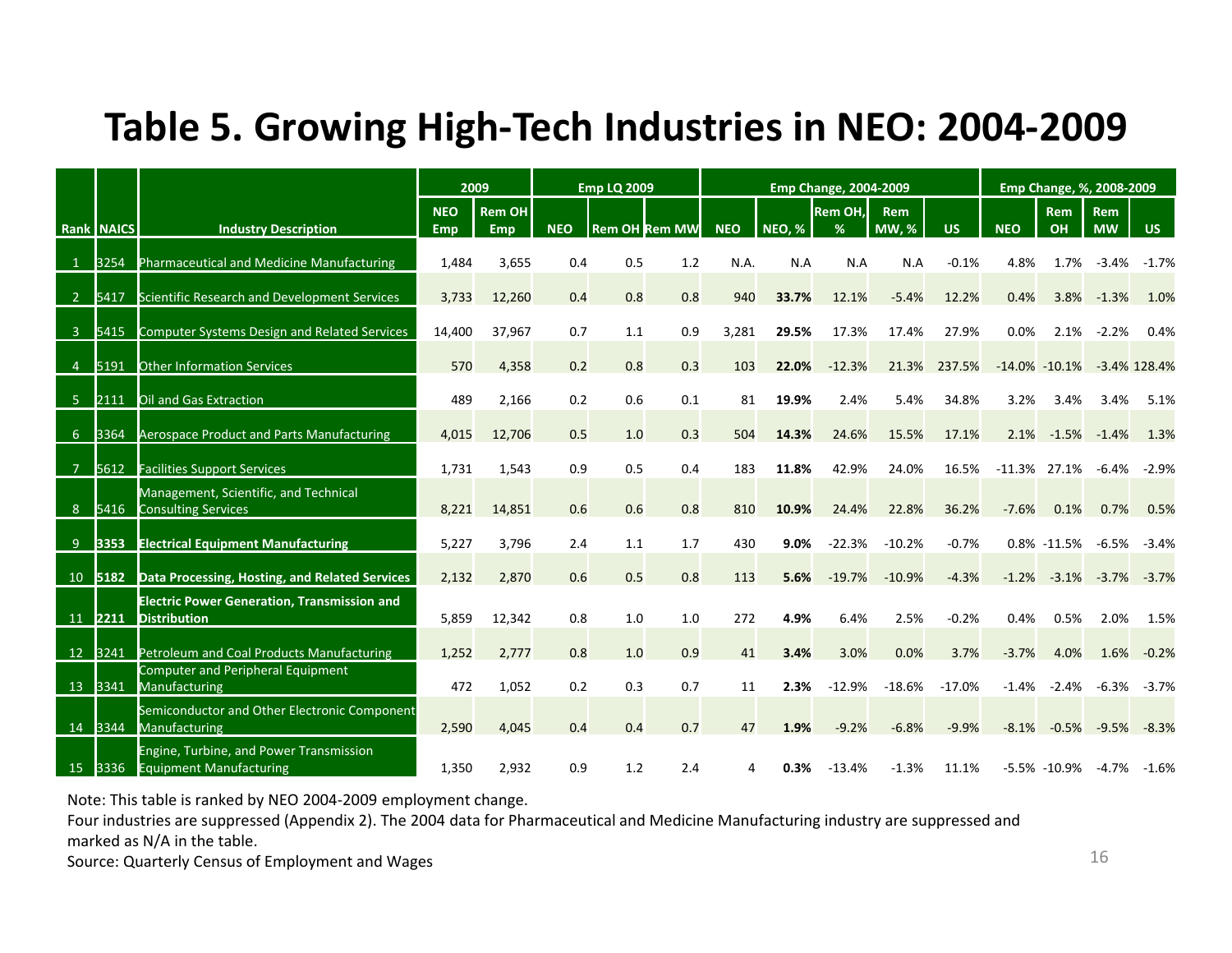# Table 5. Growing High-Tech Industries in NEO: 2004-2009

| Rank | NAICS | Industry Description | 2009 | | Emp LQ 2009 | | | Emp Change, 2004-2009 | | | | | Emp Change, %, 2008-2009 | | | |
|---|---|---|---|---|---|---|---|---|---|---|---|---|---|---|---|---|
| | | | NEO Emp | Rem OH Emp | NEO | Rem OH | Rem MW | NEO | NEO, % | Rem OH, % | Rem MW, % | US | NEO | Rem OH | Rem MW | US |
| 1 | 3254 | Pharmaceutical and Medicine Manufacturing | 1,484 | 3,655 | 0.4 | 0.5 | 1.2 | N.A. | N.A | N.A | N.A | -0.1% | 4.8% | 1.7% | -3.4% | -1.7% |
| 2 | 5417 | Scientific Research and Development Services | 3,733 | 12,260 | 0.4 | 0.8 | 0.8 | 940 | **33.7%** | 12.1% | -5.4% | 12.2% | 0.4% | 3.8% | -1.3% | 1.0% |
| 3 | 5415 | Computer Systems Design and Related Services | 14,400 | 37,967 | 0.7 | 1.1 | 0.9 | 3,281 | **29.5%** | 17.3% | 17.4% | 27.9% | 0.0% | 2.1% | -2.2% | 0.4% |
| 4 | 5191 | Other Information Services | 570 | 4,358 | 0.2 | 0.8 | 0.3 | 103 | **22.0%** | -12.3% | 21.3% | 237.5% | -14.0% | -10.1% | -3.4% | 128.4% |
| 5 | 2111 | Oil and Gas Extraction | 489 | 2,166 | 0.2 | 0.6 | 0.1 | 81 | **19.9%** | 2.4% | 5.4% | 34.8% | 3.2% | 3.4% | 3.4% | 5.1% |
| 6 | 3364 | Aerospace Product and Parts Manufacturing | 4,015 | 12,706 | 0.5 | 1.0 | 0.3 | 504 | **14.3%** | 24.6% | 15.5% | 17.1% | 2.1% | -1.5% | -1.4% | 1.3% |
| 7 | 5612 | Facilities Support Services | 1,731 | 1,543 | 0.9 | 0.5 | 0.4 | 183 | **11.8%** | 42.9% | 24.0% | 16.5% | -11.3% | 27.1% | -6.4% | -2.9% |
| 8 | 5416 | Management, Scientific, and Technical Consulting Services | 8,221 | 14,851 | 0.6 | 0.6 | 0.8 | 810 | **10.9%** | 24.4% | 22.8% | 36.2% | -7.6% | 0.1% | 0.7% | 0.5% |
| 9 | **3353** | **Electrical Equipment Manufacturing** | 5,227 | 3,796 | 2.4 | 1.1 | 1.7 | 430 | **9.0%** | -22.3% | -10.2% | -0.7% | 0.8% | -11.5% | -6.5% | -3.4% |
| 10 | **5182** | **Data Processing, Hosting, and Related Services** | 2,132 | 2,870 | 0.6 | 0.5 | 0.8 | 113 | **5.6%** | -19.7% | -10.9% | -4.3% | -1.2% | -3.1% | -3.7% | -3.7% |
| 11 | **2211** | **Electric Power Generation, Transmission and Distribution** | 5,859 | 12,342 | 0.8 | 1.0 | 1.0 | 272 | **4.9%** | 6.4% | 2.5% | -0.2% | 0.4% | 0.5% | 2.0% | 1.5% |
| 12 | 3241 | Petroleum and Coal Products Manufacturing | 1,252 | 2,777 | 0.8 | 1.0 | 0.9 | 41 | **3.4%** | 3.0% | 0.0% | 3.7% | -3.7% | 4.0% | 1.6% | -0.2% |
| 13 | 3341 | Computer and Peripheral Equipment Manufacturing | 472 | 1,052 | 0.2 | 0.3 | 0.7 | 11 | **2.3%** | -12.9% | -18.6% | -17.0% | -1.4% | -2.4% | -6.3% | -3.7% |
| 14 | 3344 | Semiconductor and Other Electronic Component Manufacturing | 2,590 | 4,045 | 0.4 | 0.4 | 0.7 | 47 | **1.9%** | -9.2% | -6.8% | -9.9% | -8.1% | -0.5% | -9.5% | -8.3% |
| 15 | 3336 | Engine, Turbine, and Power Transmission Equipment Manufacturing | 1,350 | 2,932 | 0.9 | 1.2 | 2.4 | 4 | **0.3%** | -13.4% | -1.3% | 11.1% | -5.5% | -10.9% | -4.7% | -1.6% |

Note: This table is ranked by NEO 2004-2009 employment change.
Four industries are suppressed (Appendix 2). The 2004 data for Pharmaceutical and Medicine Manufacturing industry are suppressed and marked as N/A in the table.
Source: Quarterly Census of Employment and Wages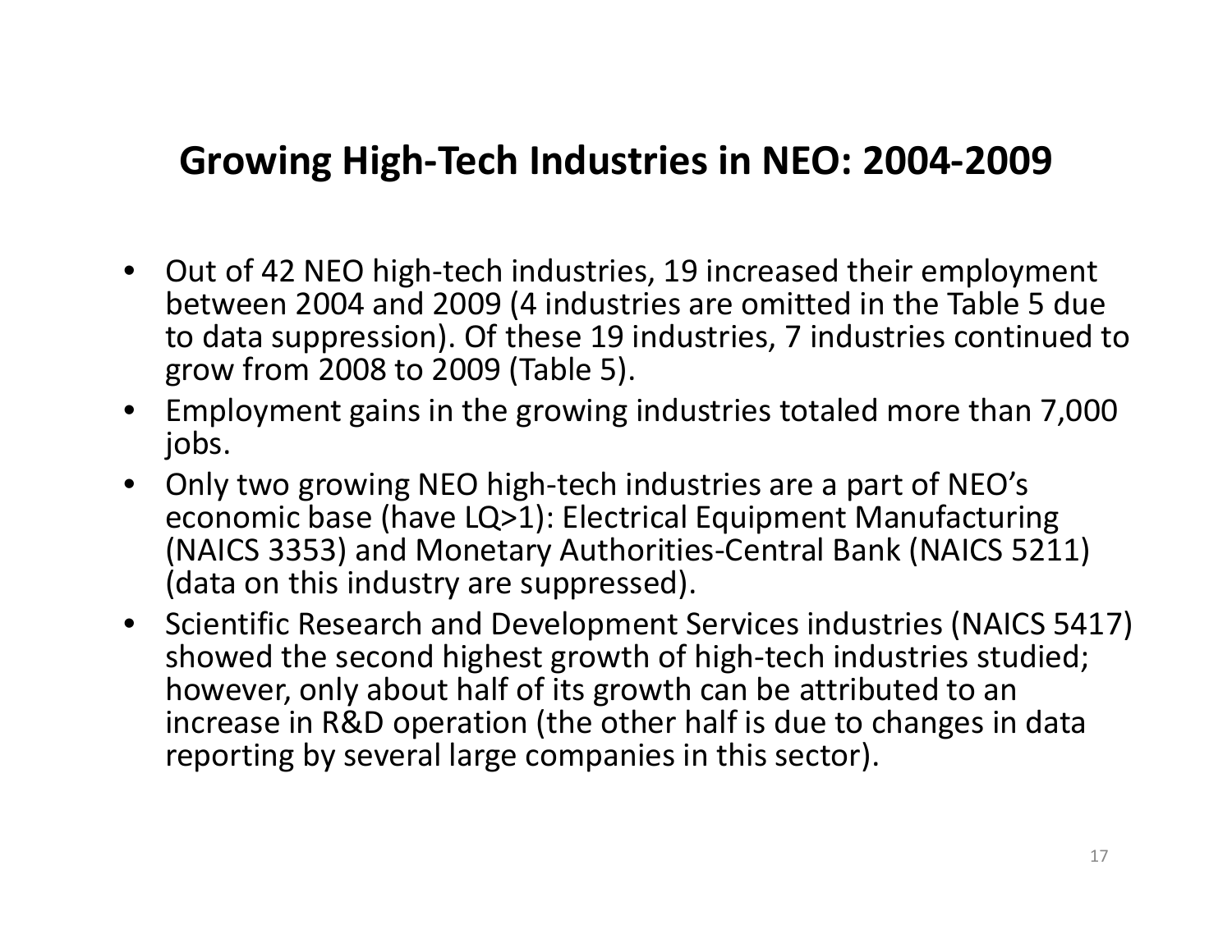## Growing High-Tech Industries in NEO: 2004-2009

- Out of 42 NEO high-tech industries, 19 increased their employment between 2004 and 2009 (4 industries are omitted in the Table 5 due to data suppression). Of these 19 industries, 7 industries continued to grow from 2008 to 2009 (Table 5).
- Employment gains in the growing industries totaled more than 7,000 jobs.
- Only two growing NEO high-tech industries are a part of NEO's economic base (have LQ>1): Electrical Equipment Manufacturing (NAICS 3353) and Monetary Authorities-Central Bank (NAICS 5211) (data on this industry are suppressed).
- Scientific Research and Development Services industries (NAICS 5417) showed the second highest growth of high-tech industries studied; however, only about half of its growth can be attributed to an increase in R&D operation (the other half is due to changes in data reporting by several large companies in this sector).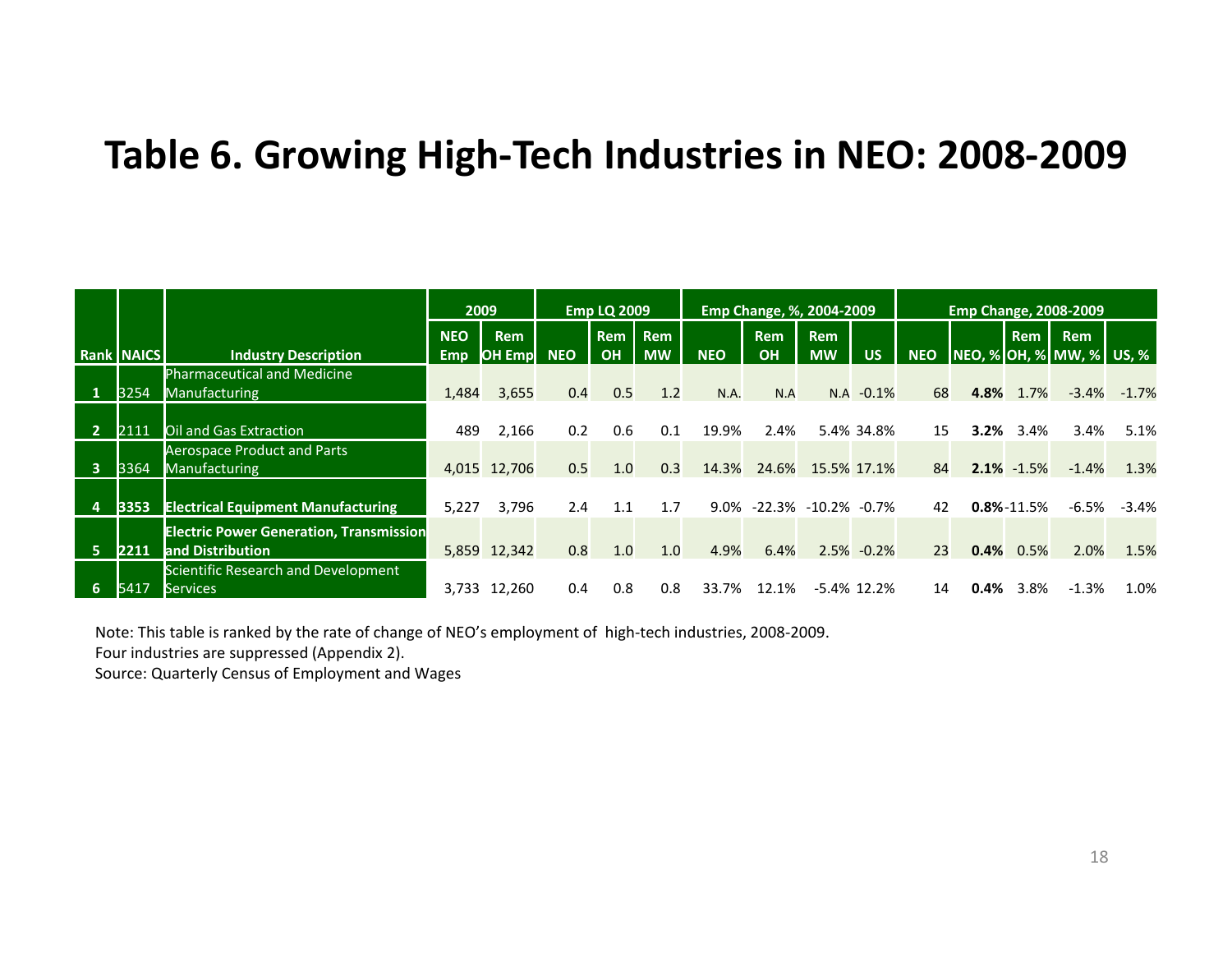# Table 6. Growing High-Tech Industries in NEO: 2008-2009

| Rank | NAICS | Industry Description | 2009 | | Emp LQ 2009 | | | Emp Change, %, 2004-2009 | | | | Emp Change, 2008-2009 | | | | |
|---|---|---|---|---|---|---|---|---|---|---|---|---|---|---|---|---|
| | | | NEO Emp | Rem OH Emp | NEO | Rem OH | Rem MW | NEO | Rem OH | Rem MW | US | NEO | NEO, % | Rem OH, % | Rem MW, % | US, % |
| 1 | 3254 | Pharmaceutical and Medicine Manufacturing | 1,484 | 3,655 | 0.4 | 0.5 | 1.2 | N.A. | N.A | N.A | -0.1% | 68 | **4.8%** | 1.7% | -3.4% | -1.7% |
| 2 | 2111 | Oil and Gas Extraction | 489 | 2,166 | 0.2 | 0.6 | 0.1 | 19.9% | 2.4% | 5.4% | 34.8% | 15 | **3.2%** | 3.4% | 3.4% | 5.1% |
| 3 | 3364 | Aerospace Product and Parts Manufacturing | 4,015 | 12,706 | 0.5 | 1.0 | 0.3 | 14.3% | 24.6% | 15.5% | 17.1% | 84 | **2.1%** | -1.5% | -1.4% | 1.3% |
| 4 | **3353** | **Electrical Equipment Manufacturing** | 5,227 | 3,796 | 2.4 | 1.1 | 1.7 | 9.0% | -22.3% | -10.2% | -0.7% | 42 | **0.8%** | -11.5% | -6.5% | -3.4% |
| 5 | **2211** | **Electric Power Generation, Transmission and Distribution** | 5,859 | 12,342 | 0.8 | 1.0 | 1.0 | 4.9% | 6.4% | 2.5% | -0.2% | 23 | **0.4%** | 0.5% | 2.0% | 1.5% |
| 6 | 5417 | Scientific Research and Development Services | 3,733 | 12,260 | 0.4 | 0.8 | 0.8 | 33.7% | 12.1% | -5.4% | 12.2% | 14 | **0.4%** | 3.8% | -1.3% | 1.0% |

Note: This table is ranked by the rate of change of NEO's employment of high-tech industries, 2008-2009.
Four industries are suppressed (Appendix 2).
Source: Quarterly Census of Employment and Wages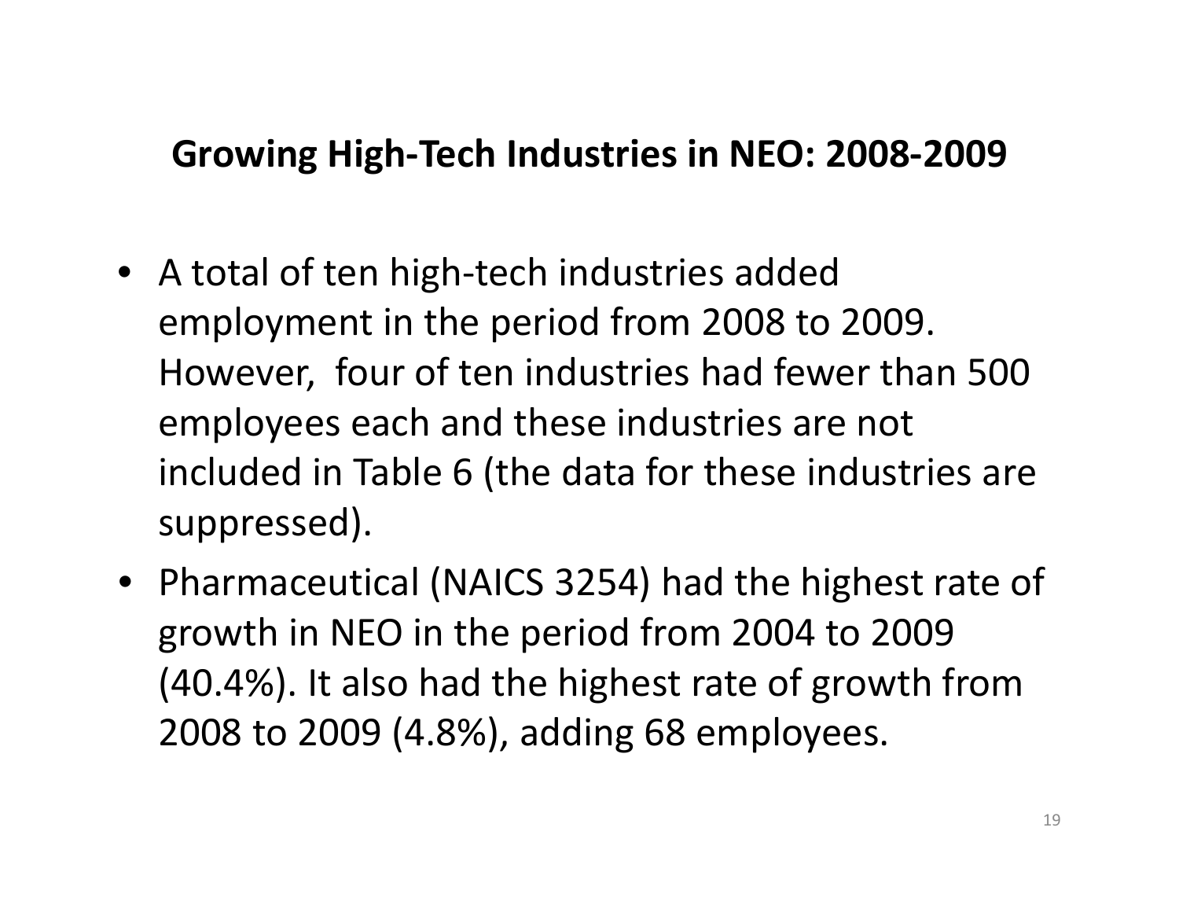## Growing High-Tech Industries in NEO: 2008-2009

- A total of ten high-tech industries added employment in the period from 2008 to 2009. However, four of ten industries had fewer than 500 employees each and these industries are not included in Table 6 (the data for these industries are suppressed).
- Pharmaceutical (NAICS 3254) had the highest rate of growth in NEO in the period from 2004 to 2009 (40.4%). It also had the highest rate of growth from 2008 to 2009 (4.8%), adding 68 employees.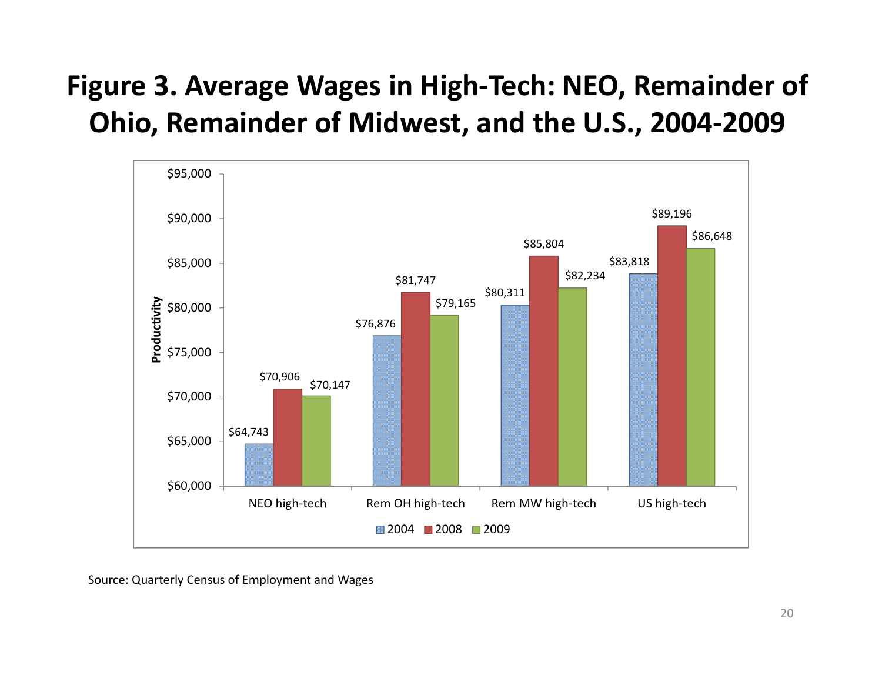# Figure 3. Average Wages in High-Tech: NEO, Remainder of Ohio, Remainder of Midwest, and the U.S., 2004-2009

| Productivity | 2004 | 2008 | 2009 |
|---|---|---|---|
| NEO high-tech | $64,743 | $70,906 | $70,147 |
| Rem OH high-tech | $76,876 | $81,747 | $79,165 |
| Rem MW high-tech | $80,311 | $85,804 | $82,234 |
| US high-tech | $83,818 | $89,196 | $86,648 |

Source: Quarterly Census of Employment and Wages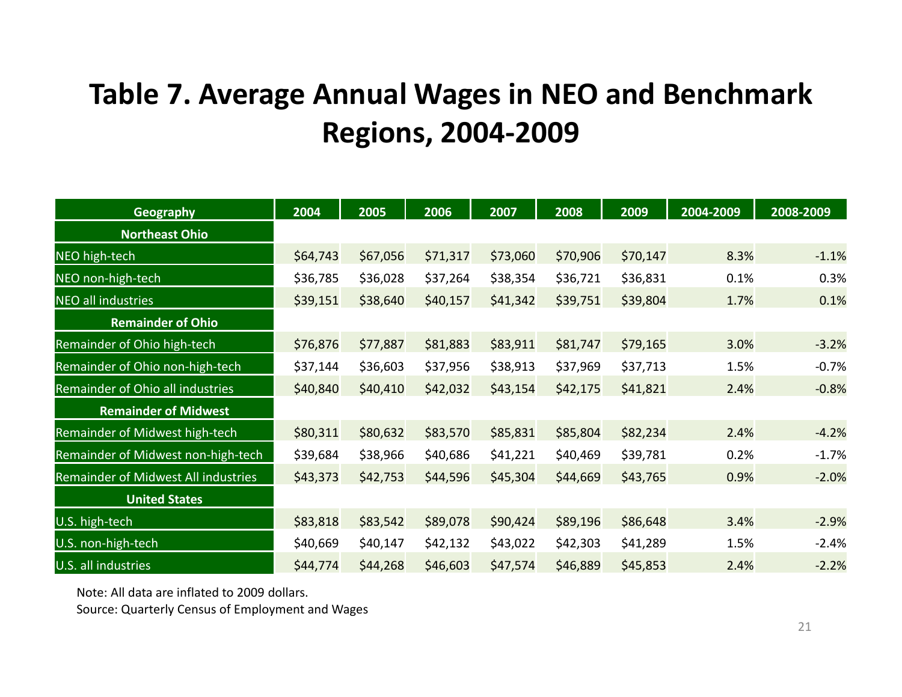# Table 7. Average Annual Wages in NEO and Benchmark Regions, 2004-2009

| Geography | 2004 | 2005 | 2006 | 2007 | 2008 | 2009 | 2004-2009 | 2008-2009 |
|---|---|---|---|---|---|---|---|---|
| **Northeast Ohio** | | | | | | | | |
| NEO high-tech | $64,743 | $67,056 | $71,317 | $73,060 | $70,906 | $70,147 | 8.3% | -1.1% |
| NEO non-high-tech | $36,785 | $36,028 | $37,264 | $38,354 | $36,721 | $36,831 | 0.1% | 0.3% |
| NEO all industries | $39,151 | $38,640 | $40,157 | $41,342 | $39,751 | $39,804 | 1.7% | 0.1% |
| **Remainder of Ohio** | | | | | | | | |
| Remainder of Ohio high-tech | $76,876 | $77,887 | $81,883 | $83,911 | $81,747 | $79,165 | 3.0% | -3.2% |
| Remainder of Ohio non-high-tech | $37,144 | $36,603 | $37,956 | $38,913 | $37,969 | $37,713 | 1.5% | -0.7% |
| Remainder of Ohio all industries | $40,840 | $40,410 | $42,032 | $43,154 | $42,175 | $41,821 | 2.4% | -0.8% |
| **Remainder of Midwest** | | | | | | | | |
| Remainder of Midwest high-tech | $80,311 | $80,632 | $83,570 | $85,831 | $85,804 | $82,234 | 2.4% | -4.2% |
| Remainder of Midwest non-high-tech | $39,684 | $38,966 | $40,686 | $41,221 | $40,469 | $39,781 | 0.2% | -1.7% |
| Remainder of Midwest All industries | $43,373 | $42,753 | $44,596 | $45,304 | $44,669 | $43,765 | 0.9% | -2.0% |
| **United States** | | | | | | | | |
| U.S. high-tech | $83,818 | $83,542 | $89,078 | $90,424 | $89,196 | $86,648 | 3.4% | -2.9% |
| U.S. non-high-tech | $40,669 | $40,147 | $42,132 | $43,022 | $42,303 | $41,289 | 1.5% | -2.4% |
| U.S. all industries | $44,774 | $44,268 | $46,603 | $47,574 | $46,889 | $45,853 | 2.4% | -2.2% |

Note: All data are inflated to 2009 dollars.

Source: Quarterly Census of Employment and Wages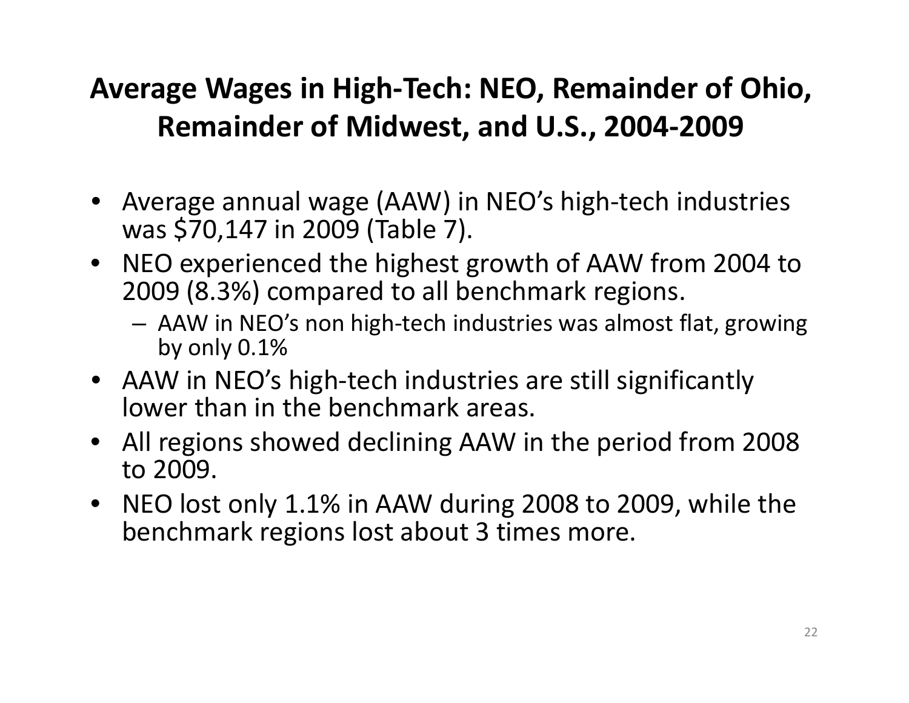# Average Wages in High-Tech: NEO, Remainder of Ohio, Remainder of Midwest, and U.S., 2004-2009

- Average annual wage (AAW) in NEO's high-tech industries was $70,147 in 2009 (Table 7).
- NEO experienced the highest growth of AAW from 2004 to 2009 (8.3%) compared to all benchmark regions.
  - AAW in NEO's non high-tech industries was almost flat, growing by only 0.1%
- AAW in NEO's high-tech industries are still significantly lower than in the benchmark areas.
- All regions showed declining AAW in the period from 2008 to 2009.
- NEO lost only 1.1% in AAW during 2008 to 2009, while the benchmark regions lost about 3 times more.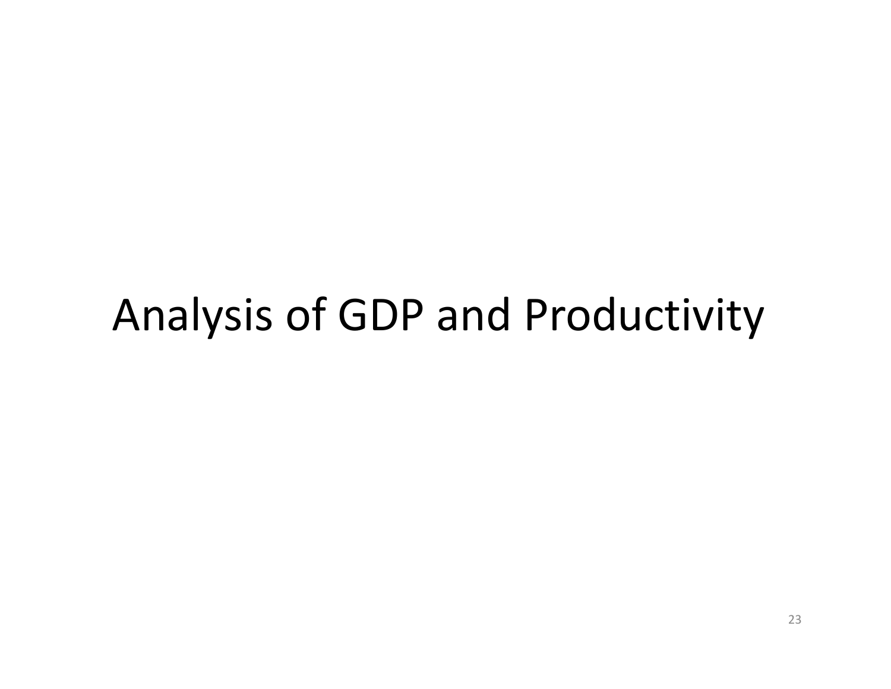# Analysis of GDP and Productivity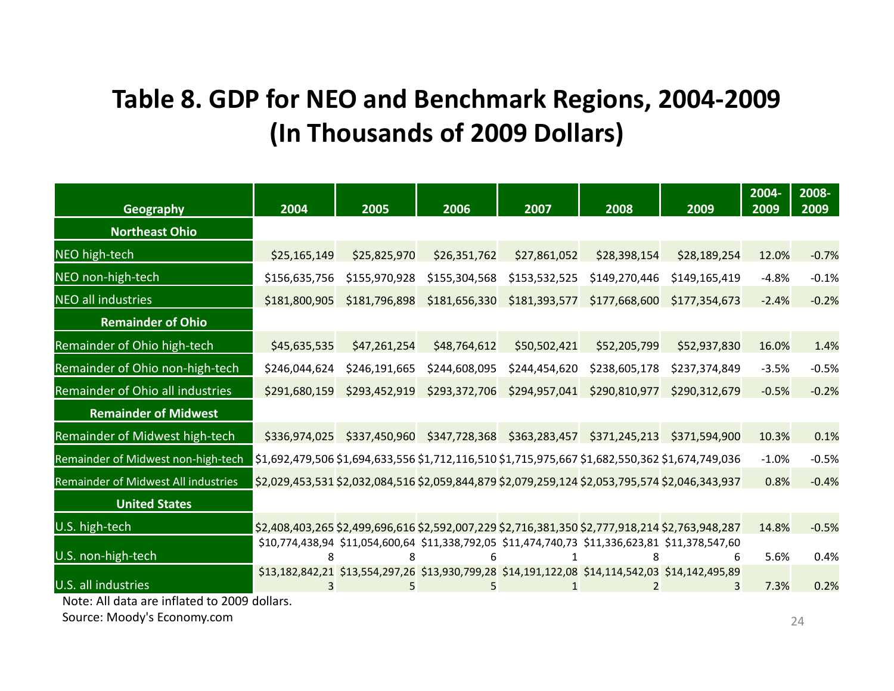# Table 8. GDP for NEO and Benchmark Regions, 2004-2009 (In Thousands of 2009 Dollars)

| Geography | 2004 | 2005 | 2006 | 2007 | 2008 | 2009 | 2004-2009 | 2008-2009 |
|---|---|---|---|---|---|---|---|---|
| **Northeast Ohio** | | | | | | | | |
| NEO high-tech | $25,165,149 | $25,825,970 | $26,351,762 | $27,861,052 | $28,398,154 | $28,189,254 | 12.0% | -0.7% |
| NEO non-high-tech | $156,635,756 | $155,970,928 | $155,304,568 | $153,532,525 | $149,270,446 | $149,165,419 | -4.8% | -0.1% |
| NEO all industries | $181,800,905 | $181,796,898 | $181,656,330 | $181,393,577 | $177,668,600 | $177,354,673 | -2.4% | -0.2% |
| **Remainder of Ohio** | | | | | | | | |
| Remainder of Ohio high-tech | $45,635,535 | $47,261,254 | $48,764,612 | $50,502,421 | $52,205,799 | $52,937,830 | 16.0% | 1.4% |
| Remainder of Ohio non-high-tech | $246,044,624 | $246,191,665 | $244,608,095 | $244,454,620 | $238,605,178 | $237,374,849 | -3.5% | -0.5% |
| Remainder of Ohio all industries | $291,680,159 | $293,452,919 | $293,372,706 | $294,957,041 | $290,810,977 | $290,312,679 | -0.5% | -0.2% |
| **Remainder of Midwest** | | | | | | | | |
| Remainder of Midwest high-tech | $336,974,025 | $337,450,960 | $347,728,368 | $363,283,457 | $371,245,213 | $371,594,900 | 10.3% | 0.1% |
| Remainder of Midwest non-high-tech | $1,692,479,506 | $1,694,633,556 | $1,712,116,510 | $1,715,975,667 | $1,682,550,362 | $1,674,749,036 | -1.0% | -0.5% |
| Remainder of Midwest All industries | $2,029,453,531 | $2,032,084,516 | $2,059,844,879 | $2,079,259,124 | $2,053,795,574 | $2,046,343,937 | 0.8% | -0.4% |
| **United States** | | | | | | | | |
| U.S. high-tech | $2,408,403,265 | $2,499,696,616 | $2,592,007,229 | $2,716,381,350 | $2,777,918,214 | $2,763,948,287 | 14.8% | -0.5% |
| U.S. non-high-tech | $10,774,438,948 | $11,054,600,648 | $11,338,792,056 | $11,474,740,731 | $11,336,623,818 | $11,378,547,606 | 5.6% | 0.4% |
| U.S. all industries | $13,182,842,213 | $13,554,297,265 | $13,930,799,285 | $14,191,122,081 | $14,114,542,032 | $14,142,495,893 | 7.3% | 0.2% |

Note: All data are inflated to 2009 dollars.

Source: Moody's Economy.com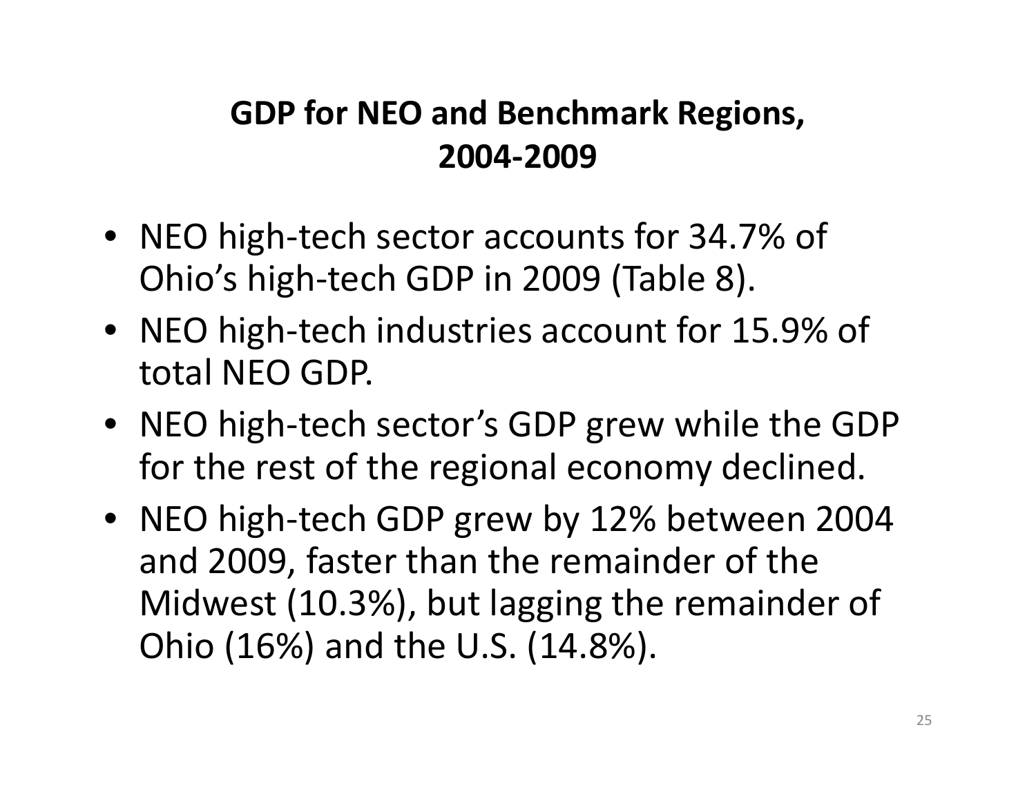## GDP for NEO and Benchmark Regions, 2004-2009

- NEO high-tech sector accounts for 34.7% of Ohio's high-tech GDP in 2009 (Table 8).
- NEO high-tech industries account for 15.9% of total NEO GDP.
- NEO high-tech sector's GDP grew while the GDP for the rest of the regional economy declined.
- NEO high-tech GDP grew by 12% between 2004 and 2009, faster than the remainder of the Midwest (10.3%), but lagging the remainder of Ohio (16%) and the U.S. (14.8%).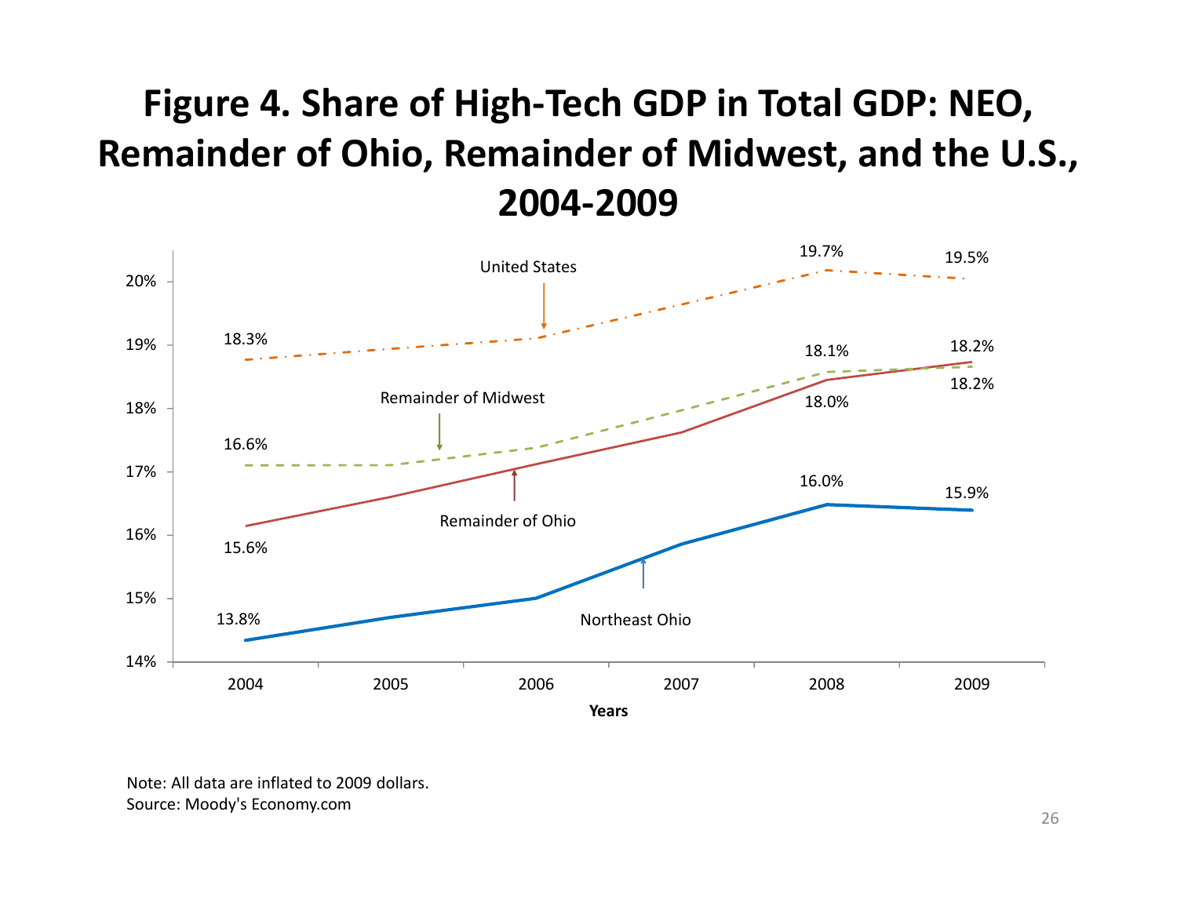# Figure 4. Share of High-Tech GDP in Total GDP: NEO, Remainder of Ohio, Remainder of Midwest, and the U.S., 2004-2009

| Years | United States | Remainder of Midwest | Remainder of Ohio | Northeast Ohio |
|---|---|---|---|---|
| 2004 | 18.3% | 16.6% | 15.6% | 13.8% |
| 2008 | 19.7% | 18.1% | 18.0% | 16.0% |
| 2009 | 19.5% | 18.2% | 18.2% | 15.9% |

Note: All data are inflated to 2009 dollars.
Source: Moody's Economy.com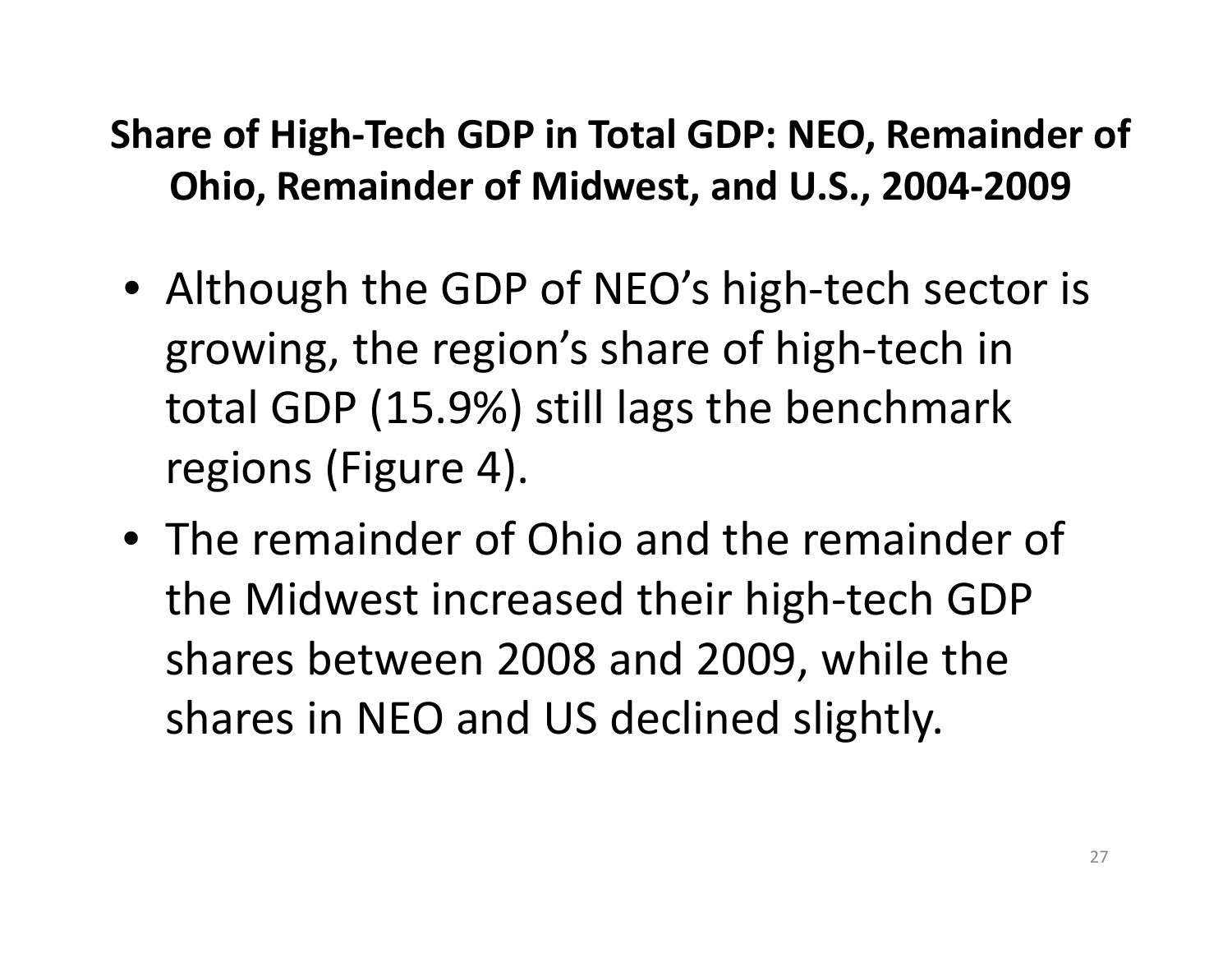## Share of High-Tech GDP in Total GDP: NEO, Remainder of Ohio, Remainder of Midwest, and U.S., 2004-2009

- Although the GDP of NEO's high-tech sector is growing, the region's share of high-tech in total GDP (15.9%) still lags the benchmark regions (Figure 4).
- The remainder of Ohio and the remainder of the Midwest increased their high-tech GDP shares between 2008 and 2009, while the shares in NEO and US declined slightly.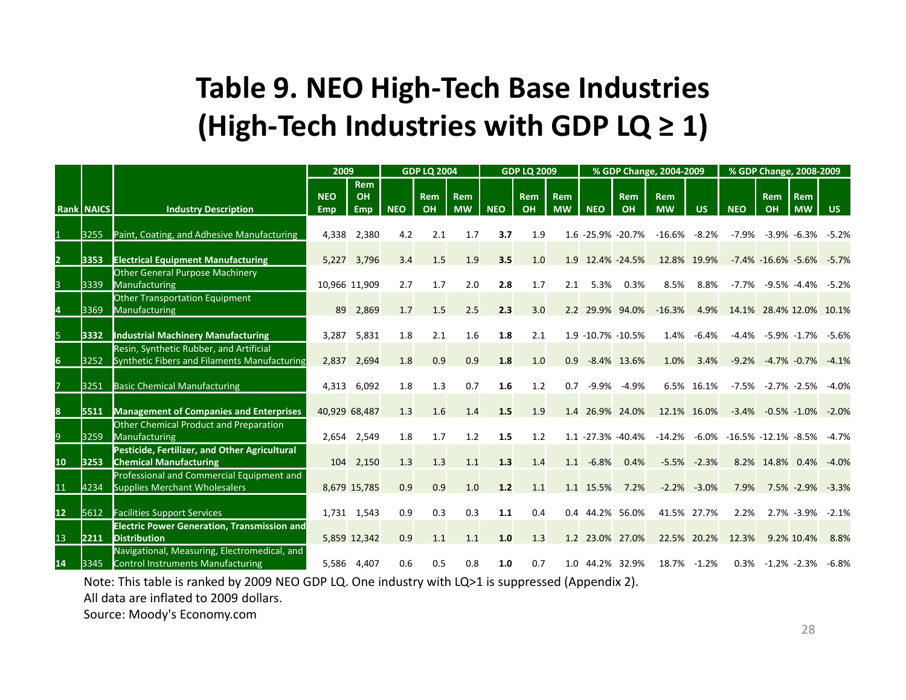# Table 9. NEO High-Tech Base Industries (High-Tech Industries with GDP LQ ≥ 1)

| Rank | NAICS | Industry Description | 2009 | | GDP LQ 2004 | | | GDP LQ 2009 | | | % GDP Change, 2004-2009 | | | | % GDP Change, 2008-2009 | | | |
|---|---|---|---|---|---|---|---|---|---|---|---|---|---|---|---|---|---|---|
| | | | NEO Emp | Rem OH Emp | NEO | Rem OH | Rem MW | NEO | Rem OH | Rem MW | NEO | Rem OH | Rem MW | US | NEO | Rem OH | Rem MW | US |
| 1 | 3255 | Paint, Coating, and Adhesive Manufacturing | 4,338 | 2,380 | 4.2 | 2.1 | 1.7 | **3.7** | 1.9 | 1.6 | -25.9% | -20.7% | -16.6% | -8.2% | -7.9% | -3.9% | -6.3% | -5.2% |
| 2 | **3353** | **Electrical Equipment Manufacturing** | 5,227 | 3,796 | 3.4 | 1.5 | 1.9 | **3.5** | 1.0 | 1.9 | 12.4% | -24.5% | 12.8% | 19.9% | -7.4% | -16.6% | -5.6% | -5.7% |
| 3 | 3339 | Other General Purpose Machinery Manufacturing | 10,966 | 11,909 | 2.7 | 1.7 | 2.0 | **2.8** | 1.7 | 2.1 | 5.3% | 0.3% | 8.5% | 8.8% | -7.7% | -9.5% | -4.4% | -5.2% |
| 4 | 3369 | Other Transportation Equipment Manufacturing | 89 | 2,869 | 1.7 | 1.5 | 2.5 | **2.3** | 3.0 | 2.2 | 29.9% | 94.0% | -16.3% | 4.9% | 14.1% | 28.4% | 12.0% | 10.1% |
| 5 | **3332** | **Industrial Machinery Manufacturing** | 3,287 | 5,831 | 1.8 | 2.1 | 1.6 | **1.8** | 2.1 | 1.9 | -10.7% | -10.5% | 1.4% | -6.4% | -4.4% | -5.9% | -1.7% | -5.6% |
| 6 | 3252 | Resin, Synthetic Rubber, and Artificial Synthetic Fibers and Filaments Manufacturing | 2,837 | 2,694 | 1.8 | 0.9 | 0.9 | **1.8** | 1.0 | 0.9 | -8.4% | 13.6% | 1.0% | 3.4% | -9.2% | -4.7% | -0.7% | -4.1% |
| 7 | 3251 | Basic Chemical Manufacturing | 4,313 | 6,092 | 1.8 | 1.3 | 0.7 | **1.6** | 1.2 | 0.7 | -9.9% | -4.9% | 6.5% | 16.1% | -7.5% | -2.7% | -2.5% | -4.0% |
| 8 | **5511** | **Management of Companies and Enterprises** | 40,929 | 68,487 | 1.3 | 1.6 | 1.4 | **1.5** | 1.9 | 1.4 | 26.9% | 24.0% | 12.1% | 16.0% | -3.4% | -0.5% | -1.0% | -2.0% |
| 9 | 3259 | Other Chemical Product and Preparation Manufacturing | 2,654 | 2,549 | 1.8 | 1.7 | 1.2 | **1.5** | 1.2 | 1.1 | -27.3% | -40.4% | -14.2% | -6.0% | -16.5% | -12.1% | -8.5% | -4.7% |
| 10 | **3253** | **Pesticide, Fertilizer, and Other Agricultural Chemical Manufacturing** | 104 | 2,150 | 1.3 | 1.3 | 1.1 | **1.3** | 1.4 | 1.1 | -6.8% | 0.4% | -5.5% | -2.3% | 8.2% | 14.8% | 0.4% | -4.0% |
| 11 | 4234 | Professional and Commercial Equipment and Supplies Merchant Wholesalers | 8,679 | 15,785 | 0.9 | 0.9 | 1.0 | **1.2** | 1.1 | 1.1 | 15.5% | 7.2% | -2.2% | -3.0% | 7.9% | 7.5% | -2.9% | -3.3% |
| 12 | 5612 | Facilities Support Services | 1,731 | 1,543 | 0.9 | 0.3 | 0.3 | **1.1** | 0.4 | 0.4 | 44.2% | 56.0% | 41.5% | 27.7% | 2.2% | 2.7% | -3.9% | -2.1% |
| 13 | **2211** | **Electric Power Generation, Transmission and Distribution** | 5,859 | 12,342 | 0.9 | 1.1 | 1.1 | **1.0** | 1.3 | 1.2 | 23.0% | 27.0% | 22.5% | 20.2% | 12.3% | 9.2% | 10.4% | 8.8% |
| 14 | 3345 | Navigational, Measuring, Electromedical, and Control Instruments Manufacturing | 5,586 | 4,407 | 0.6 | 0.5 | 0.8 | **1.0** | 0.7 | 1.0 | 44.2% | 32.9% | 18.7% | -1.2% | 0.3% | -1.2% | -2.3% | -6.8% |

Note: This table is ranked by 2009 NEO GDP LQ. One industry with LQ>1 is suppressed (Appendix 2).

All data are inflated to 2009 dollars.

Source: Moody's Economy.com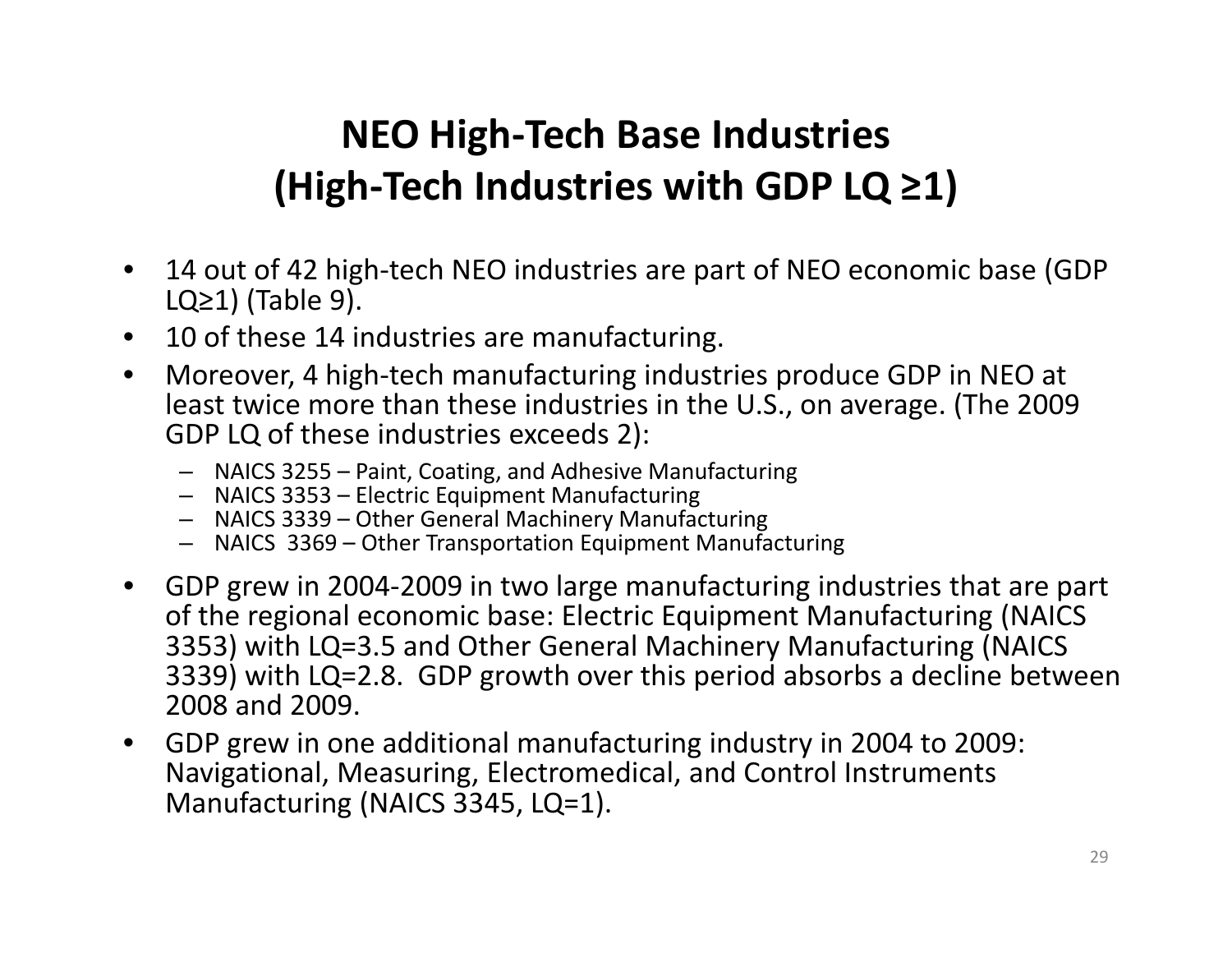# NEO High-Tech Base Industries (High-Tech Industries with GDP LQ ≥1)

- 14 out of 42 high-tech NEO industries are part of NEO economic base (GDP LQ≥1) (Table 9).
- 10 of these 14 industries are manufacturing.
- Moreover, 4 high-tech manufacturing industries produce GDP in NEO at least twice more than these industries in the U.S., on average. (The 2009 GDP LQ of these industries exceeds 2):
  - NAICS 3255 – Paint, Coating, and Adhesive Manufacturing
  - NAICS 3353 – Electric Equipment Manufacturing
  - NAICS 3339 – Other General Machinery Manufacturing
  - NAICS 3369 – Other Transportation Equipment Manufacturing
- GDP grew in 2004-2009 in two large manufacturing industries that are part of the regional economic base: Electric Equipment Manufacturing (NAICS 3353) with LQ=3.5 and Other General Machinery Manufacturing (NAICS 3339) with LQ=2.8. GDP growth over this period absorbs a decline between 2008 and 2009.
- GDP grew in one additional manufacturing industry in 2004 to 2009: Navigational, Measuring, Electromedical, and Control Instruments Manufacturing (NAICS 3345, LQ=1).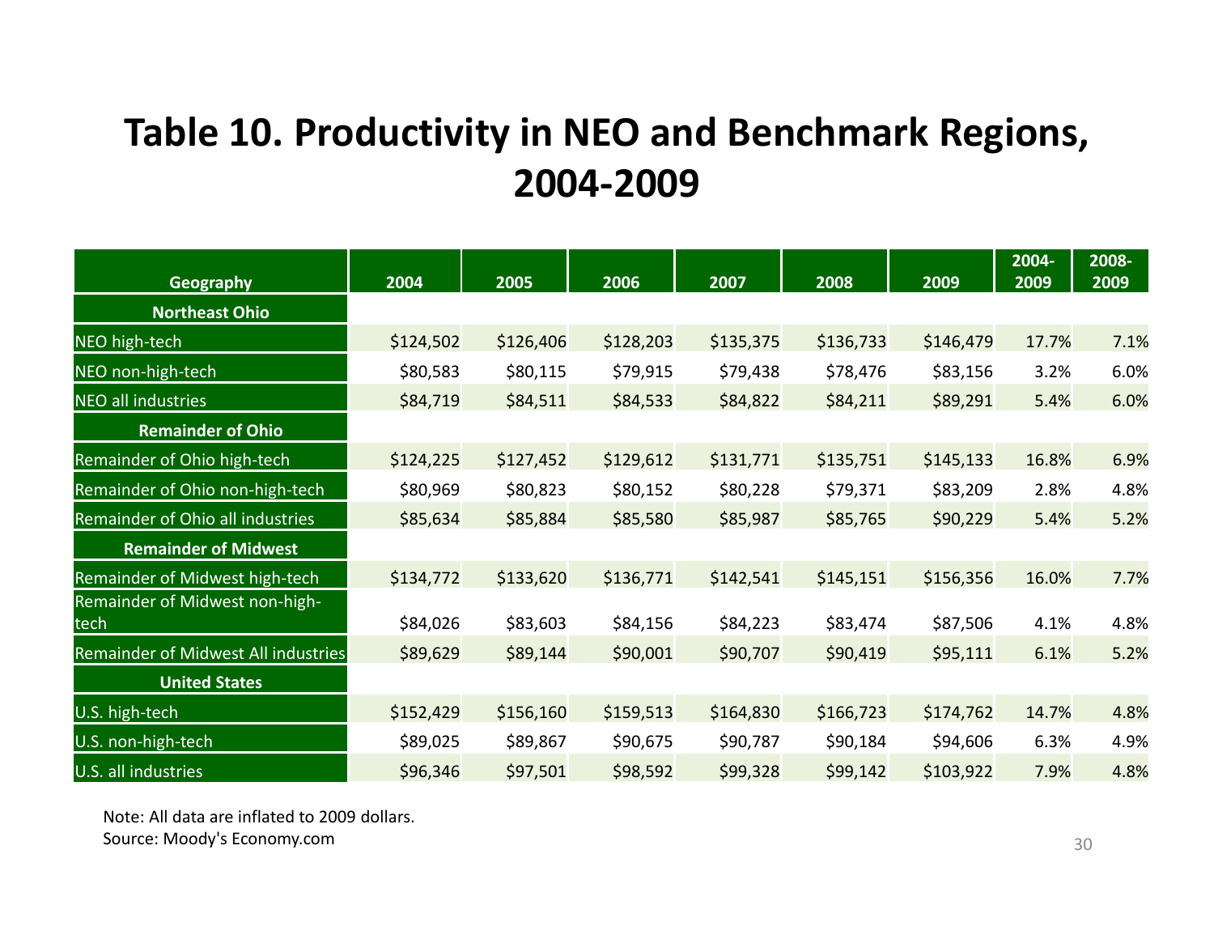# Table 10. Productivity in NEO and Benchmark Regions, 2004-2009

| Geography | 2004 | 2005 | 2006 | 2007 | 2008 | 2009 | 2004-2009 | 2008-2009 |
|---|---|---|---|---|---|---|---|---|
| **Northeast Ohio** | | | | | | | | |
| NEO high-tech | $124,502 | $126,406 | $128,203 | $135,375 | $136,733 | $146,479 | 17.7% | 7.1% |
| NEO non-high-tech | $80,583 | $80,115 | $79,915 | $79,438 | $78,476 | $83,156 | 3.2% | 6.0% |
| NEO all industries | $84,719 | $84,511 | $84,533 | $84,822 | $84,211 | $89,291 | 5.4% | 6.0% |
| **Remainder of Ohio** | | | | | | | | |
| Remainder of Ohio high-tech | $124,225 | $127,452 | $129,612 | $131,771 | $135,751 | $145,133 | 16.8% | 6.9% |
| Remainder of Ohio non-high-tech | $80,969 | $80,823 | $80,152 | $80,228 | $79,371 | $83,209 | 2.8% | 4.8% |
| Remainder of Ohio all industries | $85,634 | $85,884 | $85,580 | $85,987 | $85,765 | $90,229 | 5.4% | 5.2% |
| **Remainder of Midwest** | | | | | | | | |
| Remainder of Midwest high-tech | $134,772 | $133,620 | $136,771 | $142,541 | $145,151 | $156,356 | 16.0% | 7.7% |
| Remainder of Midwest non-high-tech | $84,026 | $83,603 | $84,156 | $84,223 | $83,474 | $87,506 | 4.1% | 4.8% |
| Remainder of Midwest All industries | $89,629 | $89,144 | $90,001 | $90,707 | $90,419 | $95,111 | 6.1% | 5.2% |
| **United States** | | | | | | | | |
| U.S. high-tech | $152,429 | $156,160 | $159,513 | $164,830 | $166,723 | $174,762 | 14.7% | 4.8% |
| U.S. non-high-tech | $89,025 | $89,867 | $90,675 | $90,787 | $90,184 | $94,606 | 6.3% | 4.9% |
| U.S. all industries | $96,346 | $97,501 | $98,592 | $99,328 | $99,142 | $103,922 | 7.9% | 4.8% |

Note: All data are inflated to 2009 dollars.
Source: Moody's Economy.com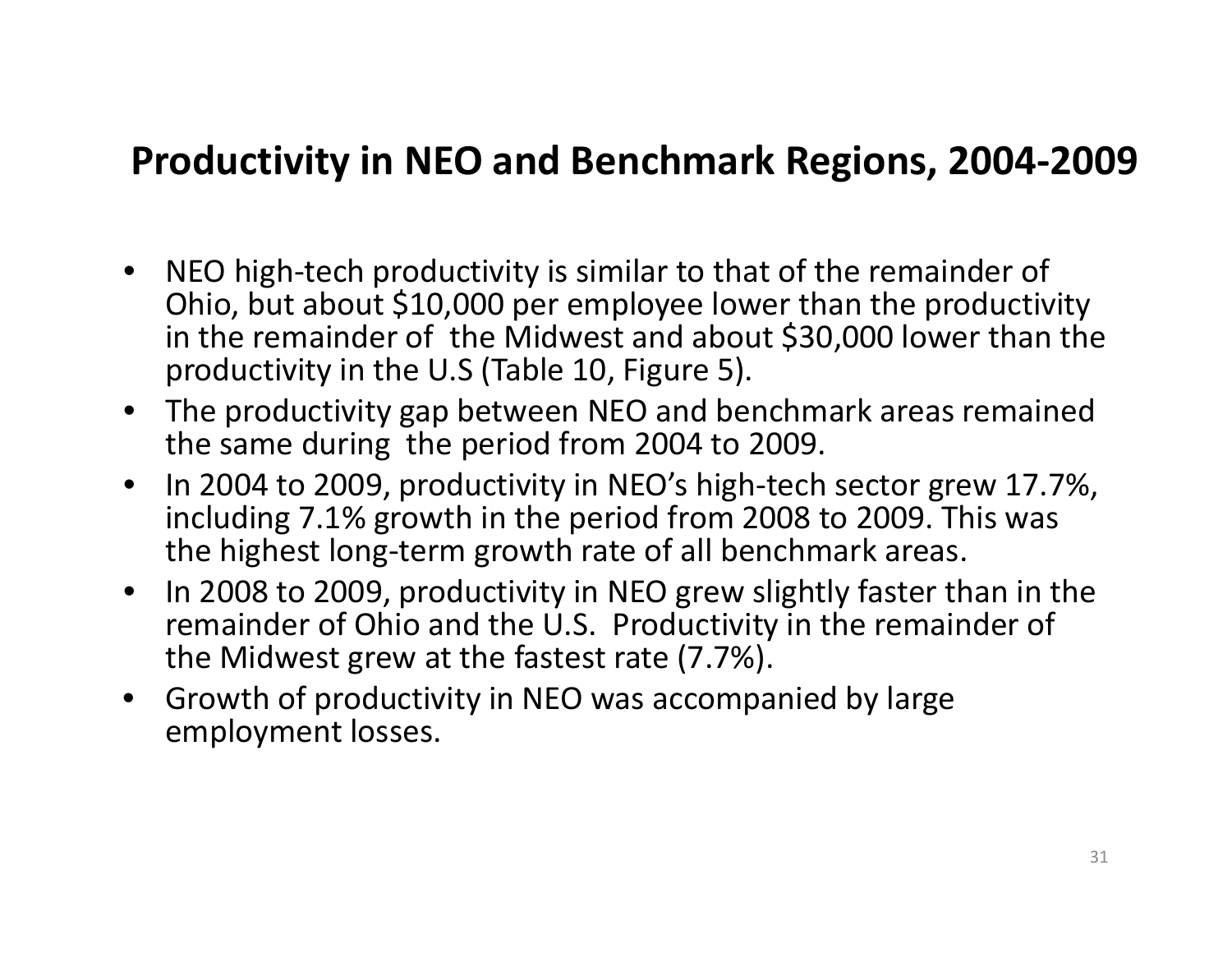# Productivity in NEO and Benchmark Regions, 2004-2009

- NEO high-tech productivity is similar to that of the remainder of Ohio, but about $10,000 per employee lower than the productivity in the remainder of the Midwest and about $30,000 lower than the productivity in the U.S (Table 10, Figure 5).
- The productivity gap between NEO and benchmark areas remained the same during the period from 2004 to 2009.
- In 2004 to 2009, productivity in NEO's high-tech sector grew 17.7%, including 7.1% growth in the period from 2008 to 2009. This was the highest long-term growth rate of all benchmark areas.
- In 2008 to 2009, productivity in NEO grew slightly faster than in the remainder of Ohio and the U.S. Productivity in the remainder of the Midwest grew at the fastest rate (7.7%).
- Growth of productivity in NEO was accompanied by large employment losses.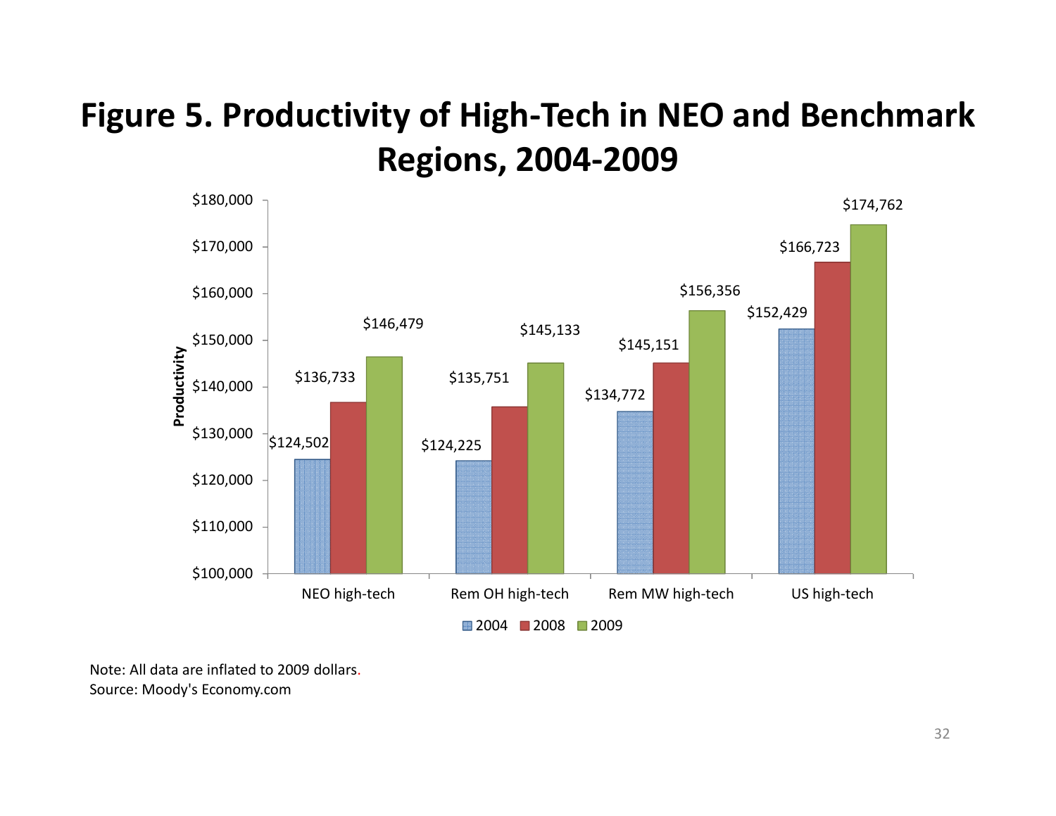# Figure 5. Productivity of High-Tech in NEO and Benchmark Regions, 2004-2009

| | 2004 | 2008 | 2009 |
|---|---|---|---|
| NEO high-tech | $124,502 | $136,733 | $146,479 |
| Rem OH high-tech | $124,225 | $135,751 | $145,133 |
| Rem MW high-tech | $134,772 | $145,151 | $156,356 |
| US high-tech | $152,429 | $166,723 | $174,762 |

Note: All data are inflated to 2009 dollars.
Source: Moody's Economy.com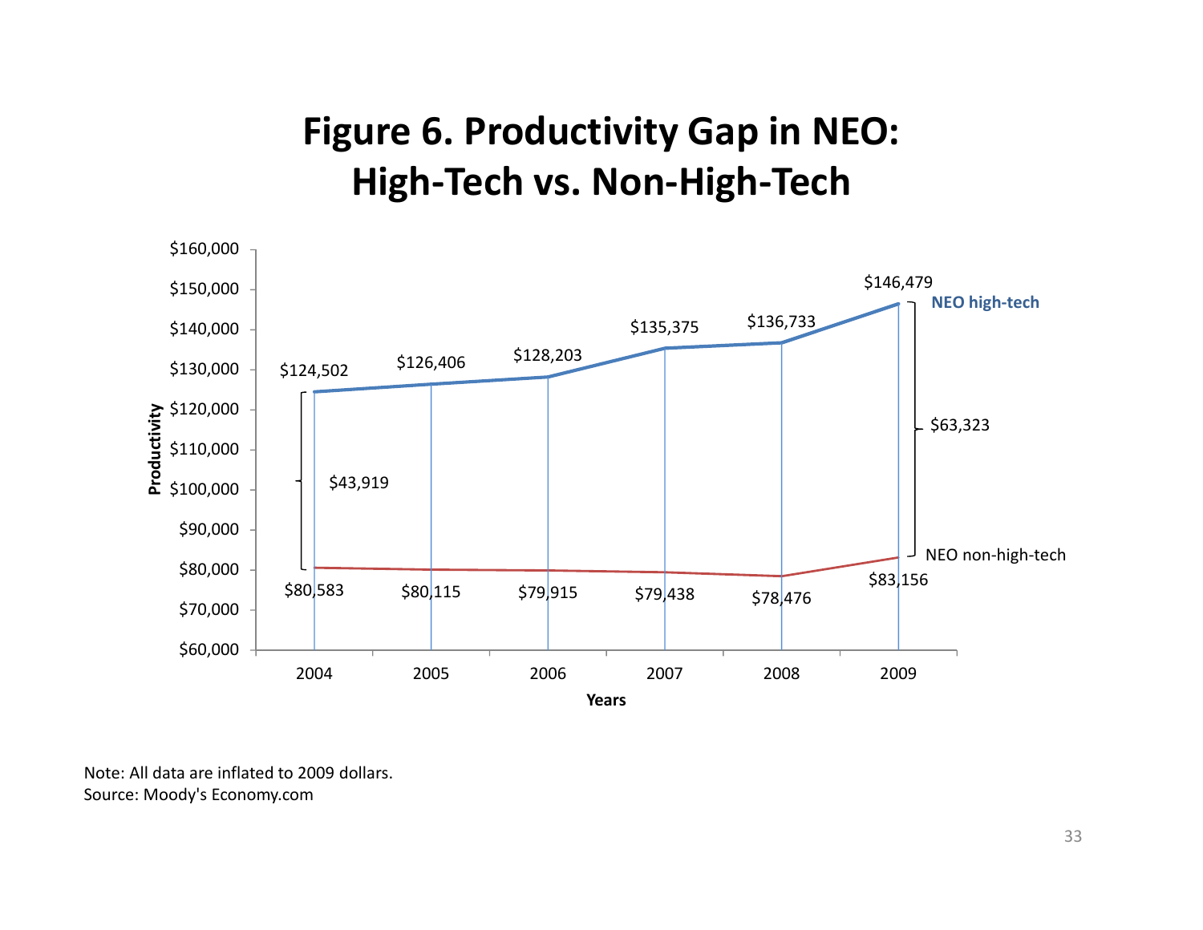# Figure 6. Productivity Gap in NEO: High-Tech vs. Non-High-Tech

| Years | NEO high-tech | NEO non-high-tech |
|---|---|---|
| 2004 | $124,502 | $80,583 |
| 2005 | $126,406 | $80,115 |
| 2006 | $128,203 | $79,915 |
| 2007 | $135,375 | $79,438 |
| 2008 | $136,733 | $78,476 |
| 2009 | $146,479 | $83,156 |

Productivity gap: $43,919 (2004); $63,323 (2009)

Note: All data are inflated to 2009 dollars.
Source: Moody's Economy.com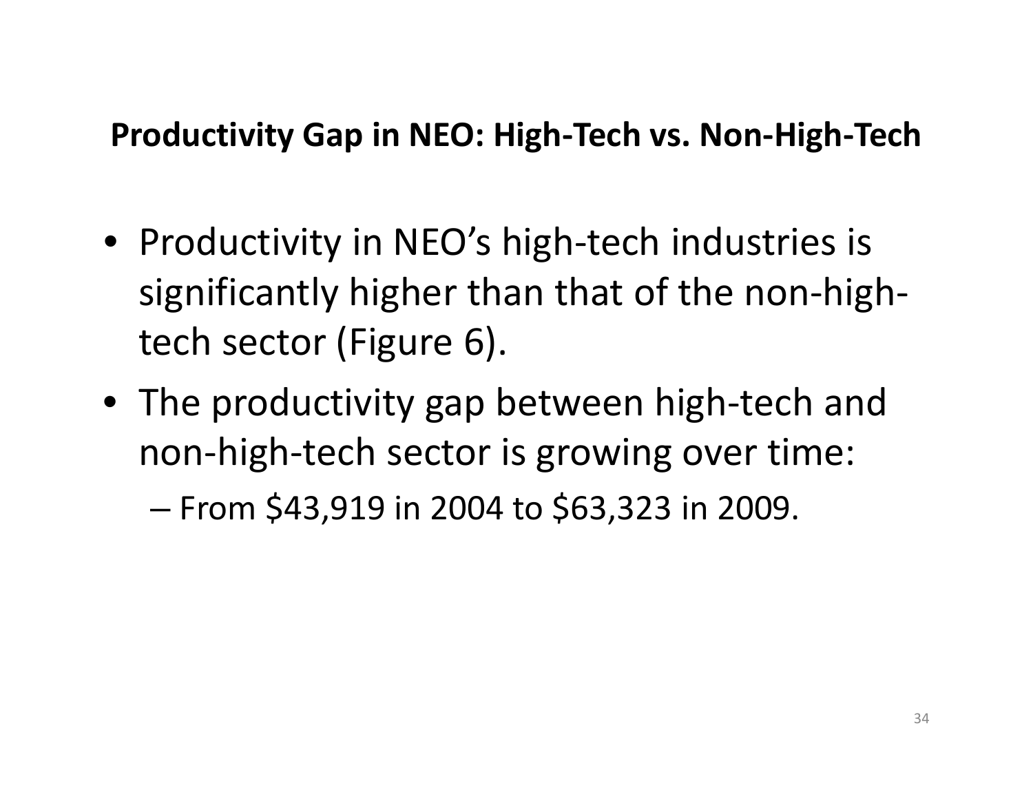## Productivity Gap in NEO: High-Tech vs. Non-High-Tech

- Productivity in NEO's high-tech industries is significantly higher than that of the non-high-tech sector (Figure 6).
- The productivity gap between high-tech and non-high-tech sector is growing over time:
  - From $43,919 in 2004 to $63,323 in 2009.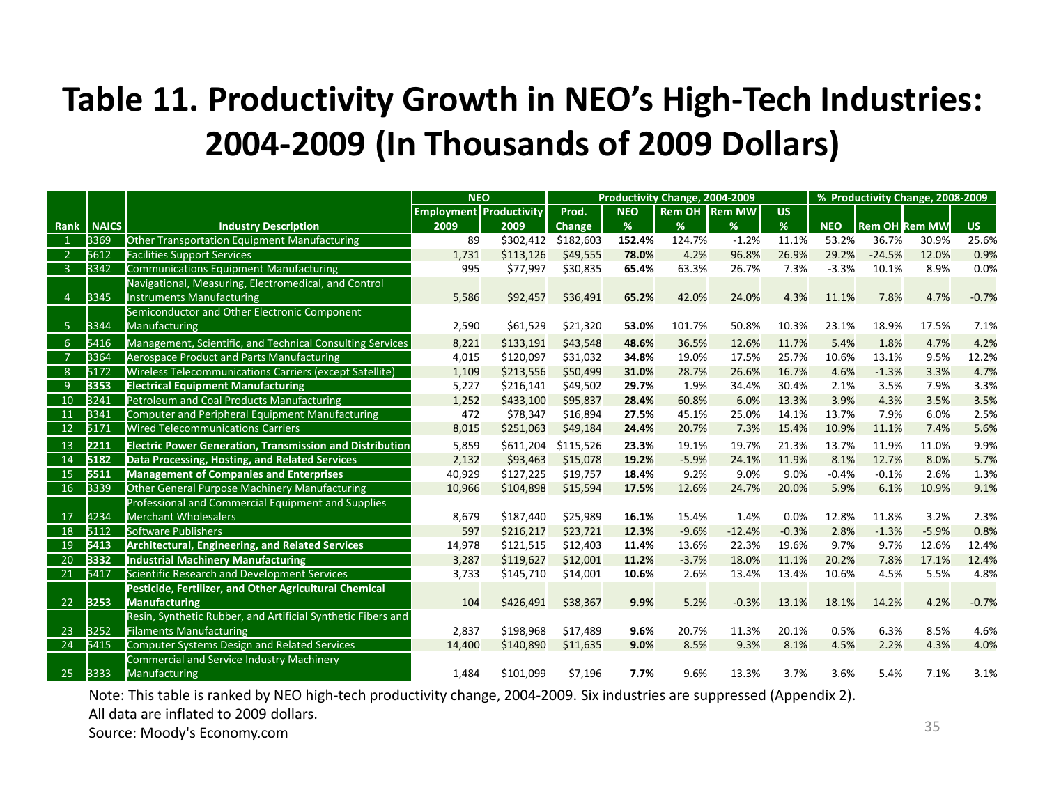# Table 11. Productivity Growth in NEO's High-Tech Industries: 2004-2009 (In Thousands of 2009 Dollars)

| | | | NEO | | Productivity Change, 2004-2009 | | | | | % Productivity Change, 2008-2009 | | | |
|---|---|---|---|---|---|---|---|---|---|---|---|---|---|
| Rank | NAICS | Industry Description | Employment 2009 | Productivity 2009 | Prod. Change | NEO % | Rem OH % | Rem MW % | US % | NEO | Rem OH | Rem MW | US |
| 1 | 3369 | Other Transportation Equipment Manufacturing | 89 | $302,412 | $182,603 | **152.4%** | 124.7% | -1.2% | 11.1% | 53.2% | 36.7% | 30.9% | 25.6% |
| 2 | 5612 | Facilities Support Services | 1,731 | $113,126 | $49,555 | **78.0%** | 4.2% | 96.8% | 26.9% | 29.2% | -24.5% | 12.0% | 0.9% |
| 3 | 3342 | Communications Equipment Manufacturing | 995 | $77,997 | $30,835 | **65.4%** | 63.3% | 26.7% | 7.3% | -3.3% | 10.1% | 8.9% | 0.0% |
| 4 | 3345 | Navigational, Measuring, Electromedical, and Control Instruments Manufacturing | 5,586 | $92,457 | $36,491 | **65.2%** | 42.0% | 24.0% | 4.3% | 11.1% | 7.8% | 4.7% | -0.7% |
| 5 | 3344 | Semiconductor and Other Electronic Component Manufacturing | 2,590 | $61,529 | $21,320 | **53.0%** | 101.7% | 50.8% | 10.3% | 23.1% | 18.9% | 17.5% | 7.1% |
| 6 | 5416 | Management, Scientific, and Technical Consulting Services | 8,221 | $133,191 | $43,548 | **48.6%** | 36.5% | 12.6% | 11.7% | 5.4% | 1.8% | 4.7% | 4.2% |
| 7 | 3364 | Aerospace Product and Parts Manufacturing | 4,015 | $120,097 | $31,032 | **34.8%** | 19.0% | 17.5% | 25.7% | 10.6% | 13.1% | 9.5% | 12.2% |
| 8 | 5172 | Wireless Telecommunications Carriers (except Satellite) | 1,109 | $213,556 | $50,499 | **31.0%** | 28.7% | 26.6% | 16.7% | 4.6% | -1.3% | 3.3% | 4.7% |
| 9 | **3353** | **Electrical Equipment Manufacturing** | 5,227 | $216,141 | $49,502 | **29.7%** | 1.9% | 34.4% | 30.4% | 2.1% | 3.5% | 7.9% | 3.3% |
| 10 | 3241 | Petroleum and Coal Products Manufacturing | 1,252 | $433,100 | $95,837 | **28.4%** | 60.8% | 6.0% | 13.3% | 3.9% | 4.3% | 3.5% | 3.5% |
| 11 | 3341 | Computer and Peripheral Equipment Manufacturing | 472 | $78,347 | $16,894 | **27.5%** | 45.1% | 25.0% | 14.1% | 13.7% | 7.9% | 6.0% | 2.5% |
| 12 | 5171 | Wired Telecommunications Carriers | 8,015 | $251,063 | $49,184 | **24.4%** | 20.7% | 7.3% | 15.4% | 10.9% | 11.1% | 7.4% | 5.6% |
| 13 | **2211** | **Electric Power Generation, Transmission and Distribution** | 5,859 | $611,204 | $115,526 | **23.3%** | 19.1% | 19.7% | 21.3% | 13.7% | 11.9% | 11.0% | 9.9% |
| 14 | **5182** | **Data Processing, Hosting, and Related Services** | 2,132 | $93,463 | $15,078 | **19.2%** | -5.9% | 24.1% | 11.9% | 8.1% | 12.7% | 8.0% | 5.7% |
| 15 | **5511** | **Management of Companies and Enterprises** | 40,929 | $127,225 | $19,757 | **18.4%** | 9.2% | 9.0% | 9.0% | -0.4% | -0.1% | 2.6% | 1.3% |
| 16 | 3339 | Other General Purpose Machinery Manufacturing | 10,966 | $104,898 | $15,594 | **17.5%** | 12.6% | 24.7% | 20.0% | 5.9% | 6.1% | 10.9% | 9.1% |
| 17 | 4234 | Professional and Commercial Equipment and Supplies Merchant Wholesalers | 8,679 | $187,440 | $25,989 | **16.1%** | 15.4% | 1.4% | 0.0% | 12.8% | 11.8% | 3.2% | 2.3% |
| 18 | 5112 | Software Publishers | 597 | $216,217 | $23,721 | **12.3%** | -9.6% | -12.4% | -0.3% | 2.8% | -1.3% | -5.9% | 0.8% |
| 19 | **5413** | **Architectural, Engineering, and Related Services** | 14,978 | $121,515 | $12,403 | **11.4%** | 13.6% | 22.3% | 19.6% | 9.7% | 9.7% | 12.6% | 12.4% |
| 20 | **3332** | **Industrial Machinery Manufacturing** | 3,287 | $119,627 | $12,001 | **11.2%** | -3.7% | 18.0% | 11.1% | 20.2% | 7.8% | 17.1% | 12.4% |
| 21 | 5417 | Scientific Research and Development Services | 3,733 | $145,710 | $14,001 | **10.6%** | 2.6% | 13.4% | 13.4% | 10.6% | 4.5% | 5.5% | 4.8% |
| 22 | **3253** | **Pesticide, Fertilizer, and Other Agricultural Chemical Manufacturing** | 104 | $426,491 | $38,367 | **9.9%** | 5.2% | -0.3% | 13.1% | 18.1% | 14.2% | 4.2% | -0.7% |
| 23 | 3252 | Resin, Synthetic Rubber, and Artificial Synthetic Fibers and Filaments Manufacturing | 2,837 | $198,968 | $17,489 | **9.6%** | 20.7% | 11.3% | 20.1% | 0.5% | 6.3% | 8.5% | 4.6% |
| 24 | 5415 | Computer Systems Design and Related Services | 14,400 | $140,890 | $11,635 | **9.0%** | 8.5% | 9.3% | 8.1% | 4.5% | 2.2% | 4.3% | 4.0% |
| 25 | 3333 | Commercial and Service Industry Machinery Manufacturing | 1,484 | $101,099 | $7,196 | **7.7%** | 9.6% | 13.3% | 3.7% | 3.6% | 5.4% | 7.1% | 3.1% |

Note: This table is ranked by NEO high-tech productivity change, 2004-2009. Six industries are suppressed (Appendix 2).
All data are inflated to 2009 dollars.
Source: Moody's Economy.com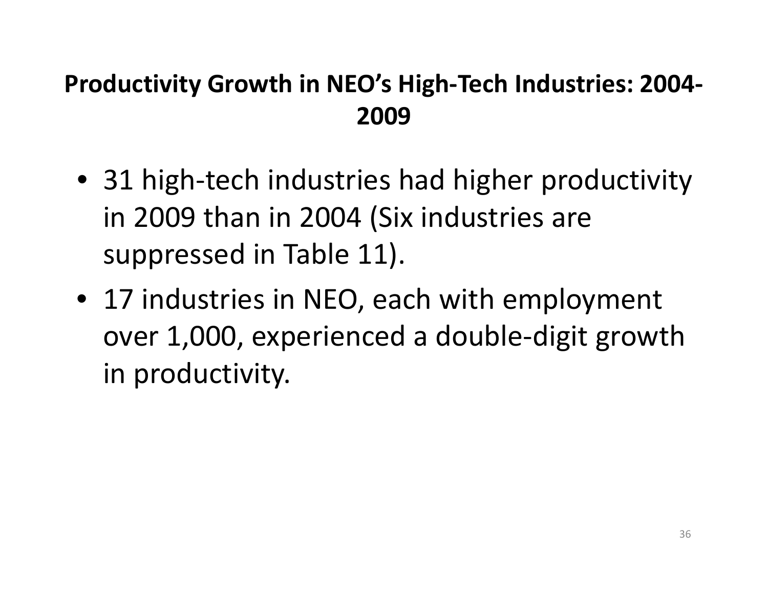## Productivity Growth in NEO's High-Tech Industries: 2004-2009

- 31 high-tech industries had higher productivity in 2009 than in 2004 (Six industries are suppressed in Table 11).
- 17 industries in NEO, each with employment over 1,000, experienced a double-digit growth in productivity.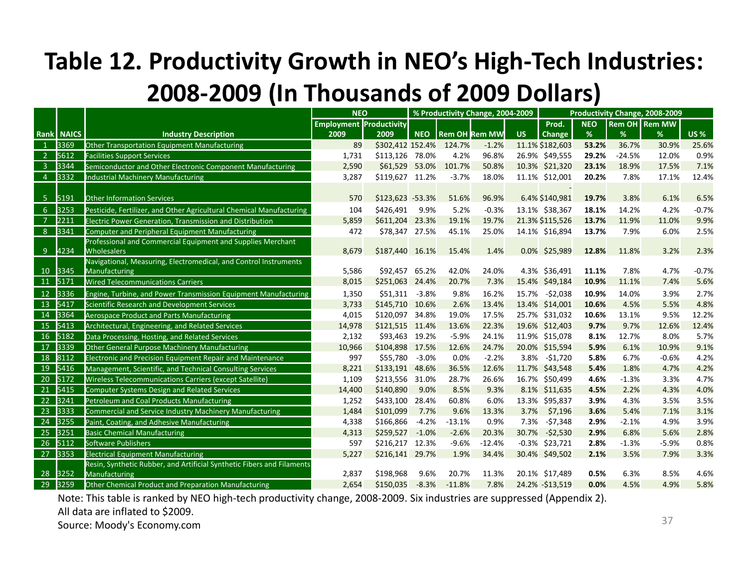# Table 12. Productivity Growth in NEO's High-Tech Industries: 2008-2009 (In Thousands of 2009 Dollars)

| | | | NEO | | % Productivity Change, 2004-2009 | | | | Productivity Change, 2008-2009 | | | | |
|---|---|---|---|---|---|---|---|---|---|---|---|---|---|
| Rank | NAICS | Industry Description | Employment 2009 | Productivity 2009 | NEO | Rem OH | Rem MW | US | Prod. Change | NEO % | Rem OH % | Rem MW % | US % |
| 1 | 3369 | Other Transportation Equipment Manufacturing | 89 | $302,412 | 152.4% | 124.7% | -1.2% | 11.1% | $182,603 | **53.2%** | 36.7% | 30.9% | 25.6% |
| 2 | 5612 | Facilities Support Services | 1,731 | $113,126 | 78.0% | 4.2% | 96.8% | 26.9% | $49,555 | **29.2%** | -24.5% | 12.0% | 0.9% |
| 3 | 3344 | Semiconductor and Other Electronic Component Manufacturing | 2,590 | $61,529 | 53.0% | 101.7% | 50.8% | 10.3% | $21,320 | **23.1%** | 18.9% | 17.5% | 7.1% |
| 4 | 3332 | Industrial Machinery Manufacturing | 3,287 | $119,627 | 11.2% | -3.7% | 18.0% | 11.1% | $12,001 | **20.2%** | 7.8% | 17.1% | 12.4% |
| 5 | 5191 | Other Information Services | 570 | $123,623 | -53.3% | 51.6% | 96.9% | 6.4% | -$140,981 | **19.7%** | 3.8% | 6.1% | 6.5% |
| 6 | 3253 | Pesticide, Fertilizer, and Other Agricultural Chemical Manufacturing | 104 | $426,491 | 9.9% | 5.2% | -0.3% | 13.1% | $38,367 | **18.1%** | 14.2% | 4.2% | -0.7% |
| 7 | 2211 | Electric Power Generation, Transmission and Distribution | 5,859 | $611,204 | 23.3% | 19.1% | 19.7% | 21.3% | $115,526 | **13.7%** | 11.9% | 11.0% | 9.9% |
| 8 | 3341 | Computer and Peripheral Equipment Manufacturing | 472 | $78,347 | 27.5% | 45.1% | 25.0% | 14.1% | $16,894 | **13.7%** | 7.9% | 6.0% | 2.5% |
| 9 | 4234 | Professional and Commercial Equipment and Supplies Merchant Wholesalers | 8,679 | $187,440 | 16.1% | 15.4% | 1.4% | 0.0% | $25,989 | **12.8%** | 11.8% | 3.2% | 2.3% |
| 10 | 3345 | Navigational, Measuring, Electromedical, and Control Instruments Manufacturing | 5,586 | $92,457 | 65.2% | 42.0% | 24.0% | 4.3% | $36,491 | **11.1%** | 7.8% | 4.7% | -0.7% |
| 11 | 5171 | Wired Telecommunications Carriers | 8,015 | $251,063 | 24.4% | 20.7% | 7.3% | 15.4% | $49,184 | **10.9%** | 11.1% | 7.4% | 5.6% |
| 12 | 3336 | Engine, Turbine, and Power Transmission Equipment Manufacturing | 1,350 | $51,311 | -3.8% | 9.8% | 16.2% | 15.7% | -$2,038 | **10.9%** | 14.0% | 3.9% | 2.7% |
| 13 | 5417 | Scientific Research and Development Services | 3,733 | $145,710 | 10.6% | 2.6% | 13.4% | 13.4% | $14,001 | **10.6%** | 4.5% | 5.5% | 4.8% |
| 14 | 3364 | Aerospace Product and Parts Manufacturing | 4,015 | $120,097 | 34.8% | 19.0% | 17.5% | 25.7% | $31,032 | **10.6%** | 13.1% | 9.5% | 12.2% |
| 15 | 5413 | Architectural, Engineering, and Related Services | 14,978 | $121,515 | 11.4% | 13.6% | 22.3% | 19.6% | $12,403 | **9.7%** | 9.7% | 12.6% | 12.4% |
| 16 | 5182 | Data Processing, Hosting, and Related Services | 2,132 | $93,463 | 19.2% | -5.9% | 24.1% | 11.9% | $15,078 | **8.1%** | 12.7% | 8.0% | 5.7% |
| 17 | 3339 | Other General Purpose Machinery Manufacturing | 10,966 | $104,898 | 17.5% | 12.6% | 24.7% | 20.0% | $15,594 | **5.9%** | 6.1% | 10.9% | 9.1% |
| 18 | 8112 | Electronic and Precision Equipment Repair and Maintenance | 997 | $55,780 | -3.0% | 0.0% | -2.2% | 3.8% | -$1,720 | **5.8%** | 6.7% | -0.6% | 4.2% |
| 19 | 5416 | Management, Scientific, and Technical Consulting Services | 8,221 | $133,191 | 48.6% | 36.5% | 12.6% | 11.7% | $43,548 | **5.4%** | 1.8% | 4.7% | 4.2% |
| 20 | 5172 | Wireless Telecommunications Carriers (except Satellite) | 1,109 | $213,556 | 31.0% | 28.7% | 26.6% | 16.7% | $50,499 | **4.6%** | -1.3% | 3.3% | 4.7% |
| 21 | 5415 | Computer Systems Design and Related Services | 14,400 | $140,890 | 9.0% | 8.5% | 9.3% | 8.1% | $11,635 | **4.5%** | 2.2% | 4.3% | 4.0% |
| 22 | 3241 | Petroleum and Coal Products Manufacturing | 1,252 | $433,100 | 28.4% | 60.8% | 6.0% | 13.3% | $95,837 | **3.9%** | 4.3% | 3.5% | 3.5% |
| 23 | 3333 | Commercial and Service Industry Machinery Manufacturing | 1,484 | $101,099 | 7.7% | 9.6% | 13.3% | 3.7% | $7,196 | **3.6%** | 5.4% | 7.1% | 3.1% |
| 24 | 3255 | Paint, Coating, and Adhesive Manufacturing | 4,338 | $166,866 | -4.2% | -13.1% | 0.9% | 7.3% | -$7,348 | **2.9%** | -2.1% | 4.9% | 3.9% |
| 25 | 3251 | Basic Chemical Manufacturing | 4,313 | $259,527 | -1.0% | -2.6% | 20.3% | 30.7% | -$2,530 | **2.9%** | 6.8% | 5.6% | 2.8% |
| 26 | 5112 | Software Publishers | 597 | $216,217 | 12.3% | -9.6% | -12.4% | -0.3% | $23,721 | **2.8%** | -1.3% | -5.9% | 0.8% |
| 27 | 3353 | Electrical Equipment Manufacturing | 5,227 | $216,141 | 29.7% | 1.9% | 34.4% | 30.4% | $49,502 | **2.1%** | 3.5% | 7.9% | 3.3% |
| 28 | 3252 | Resin, Synthetic Rubber, and Artificial Synthetic Fibers and Filaments Manufacturing | 2,837 | $198,968 | 9.6% | 20.7% | 11.3% | 20.1% | $17,489 | **0.5%** | 6.3% | 8.5% | 4.6% |
| 29 | 3259 | Other Chemical Product and Preparation Manufacturing | 2,654 | $150,035 | -8.3% | -11.8% | 7.8% | 24.2% | -$13,519 | **0.0%** | 4.5% | 4.9% | 5.8% |

Note: This table is ranked by NEO high-tech productivity change, 2008-2009. Six industries are suppressed (Appendix 2).

All data are inflated to $2009.

Source: Moody's Economy.com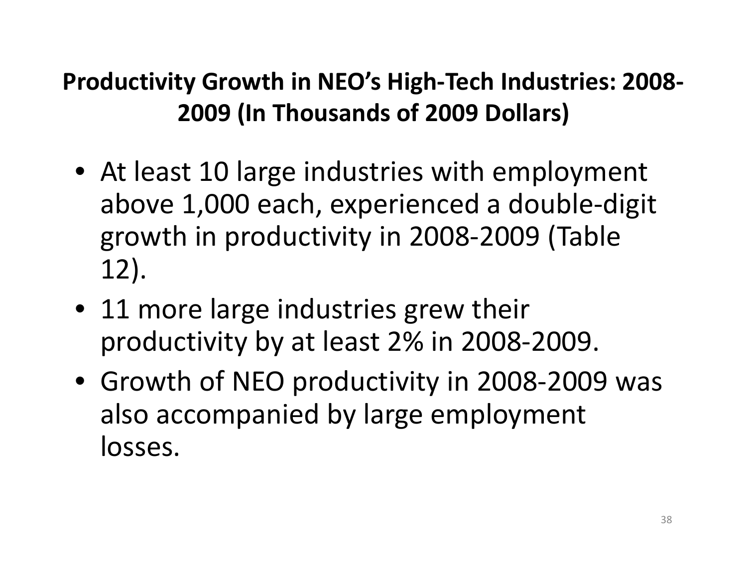## Productivity Growth in NEO's High-Tech Industries: 2008-2009 (In Thousands of 2009 Dollars)

- At least 10 large industries with employment above 1,000 each, experienced a double-digit growth in productivity in 2008-2009 (Table 12).
- 11 more large industries grew their productivity by at least 2% in 2008-2009.
- Growth of NEO productivity in 2008-2009 was also accompanied by large employment losses.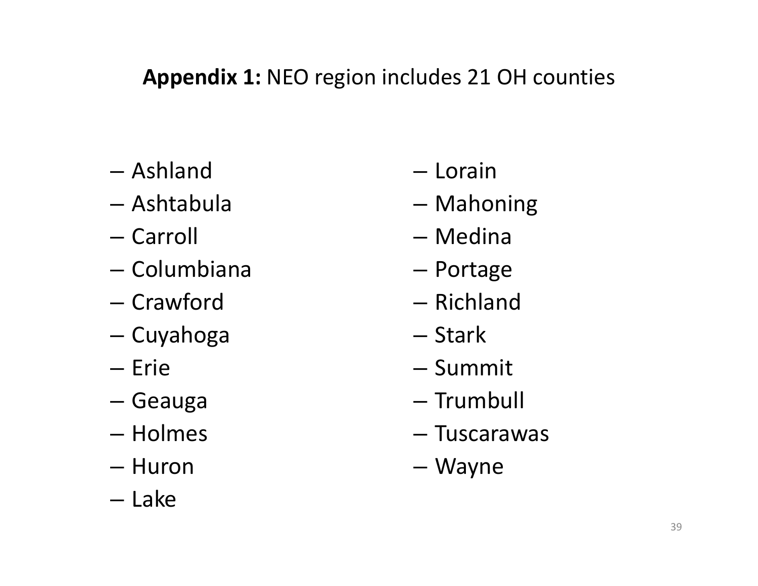**Appendix 1:** NEO region includes 21 OH counties

- Ashland
- Ashtabula
- Carroll
- Columbiana
- Crawford
- Cuyahoga
- Erie
- Geauga
- Holmes
- Huron
- Lake
- Lorain
- Mahoning
- Medina
- Portage
- Richland
- Stark
- Summit
- Trumbull
- Tuscarawas
- Wayne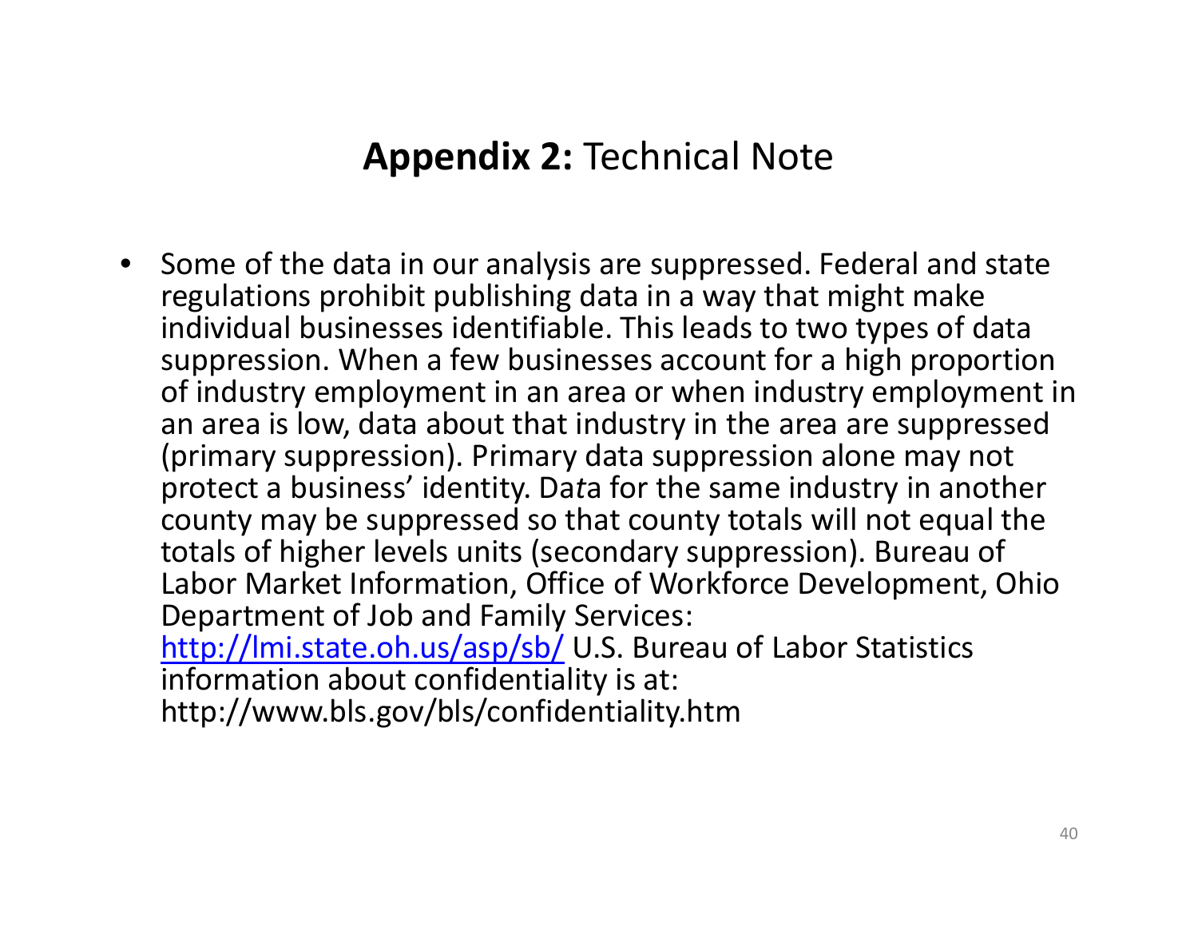## **Appendix 2:** Technical Note

- Some of the data in our analysis are suppressed. Federal and state regulations prohibit publishing data in a way that might make individual businesses identifiable. This leads to two types of data suppression. When a few businesses account for a high proportion of industry employment in an area or when industry employment in an area is low, data about that industry in the area are suppressed (primary suppression). Primary data suppression alone may not protect a business' identity. Data for the same industry in another county may be suppressed so that county totals will not equal the totals of higher levels units (secondary suppression). Bureau of Labor Market Information, Office of Workforce Development, Ohio Department of Job and Family Services: http://lmi.state.oh.us/asp/sb/ U.S. Bureau of Labor Statistics information about confidentiality is at: http://www.bls.gov/bls/confidentiality.htm